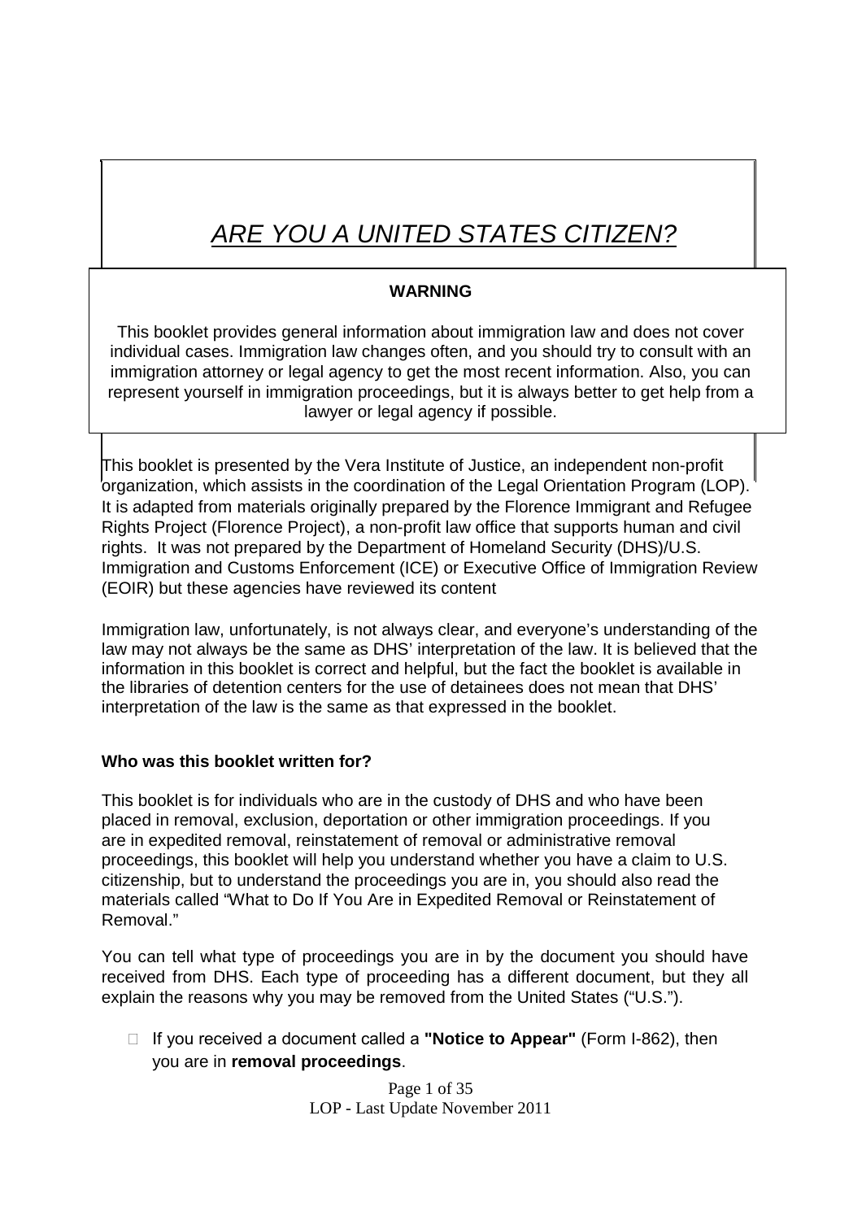# *ARE YOU A UNITED STATES CITIZEN?*

**WARNING**

This booklet provides general information about immigration law and does not cover individual cases. Immigration law changes often, and you should try to consult with an immigration attorney or legal agency to get the most recent information. Also, you can represent yourself in immigration proceedings, but it is always better to get help from a lawyer or legal agency if possible.

This booklet is presented by the Vera Institute of Justice, an independent non-profit organization, which assists in the coordination of the Legal Orientation Program (LOP). It is adapted from materials originally prepared by the Florence Immigrant and Refugee Rights Project (Florence Project), a non-profit law office that supports human and civil rights. It was not prepared by the Department of Homeland Security (DHS)/U.S. Immigration and Customs Enforcement (ICE) or Executive Office of Immigration Review (EOIR) but these agencies have reviewed its content

Immigration law, unfortunately, is not always clear, and everyone's understanding of the law may not always be the same as DHS' interpretation of the law. It is believed that the information in this booklet is correct and helpful, but the fact the booklet is available in the libraries of detention centers for the use of detainees does not mean that DHS' interpretation of the law is the same as that expressed in the booklet.

**Who was this booklet written for?**

This booklet is for individuals who are in the custody of DHS and who have been placed in removal, exclusion, deportation or other immigration proceedings. If you are in expedited removal, reinstatement of removal or administrative removal proceedings, this booklet will help you understand whether you have a claim to U.S. citizenship, but to understand the proceedings you are in, you should also read the materials called "What to Do If You Are in Expedited Removal or Reinstatement of Removal."

You can tell what type of proceedings you are in by the document you should have received from DHS. Each type of proceeding has a different document, but they all explain the reasons why you may be removed from the United States ("U.S.").

- If you received a document called a **"Notice to Appear"** (Form I-862), then you are in **removal proceedings**.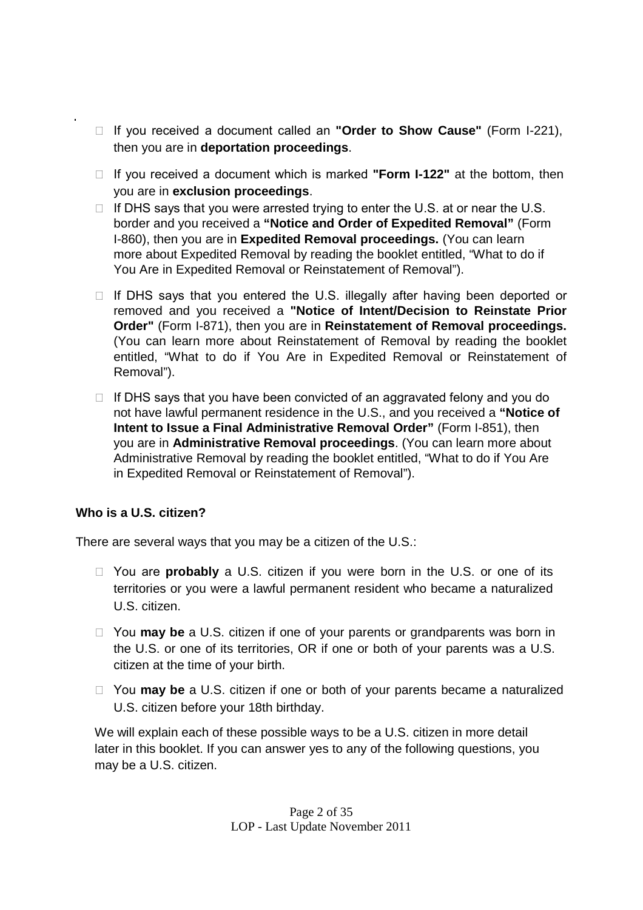- If you received a document called an **"Order to Show Cause"** (Form I-221), then you are in **deportation proceedings**.
- If you received a document which is marked **"Form I-122"** at the bottom, then you are in **exclusion proceedings**.
- If DHS says that you were arrested trying to enter the U.S. at or near the U.S. border and you received a **"Notice and Order of Expedited Removal"** (Form I-860), then you are in **Expedited Removal proceedings.** (You can learn more about Expedited Removal by reading the booklet entitled, "What to do if You Are in Expedited Removal or Reinstatement of Removal").
- If DHS says that you entered the U.S. illegally after having been deported or removed and you received a **"Notice of Intent/Decision to Reinstate Prior Order"** (Form I-871), then you are in **Reinstatement of Removal proceedings.** (You can learn more about Reinstatement of Removal by reading the booklet entitled, "What to do if You Are in Expedited Removal or Reinstatement of Removal").
- If DHS says that you have been convicted of an aggravated felony and you do not have lawful permanent residence in the U.S., and you received a **"Notice of Intent to Issue a Final Administrative Removal Order"** (Form I-851), then you are in **Administrative Removal proceedings**. (You can learn more about Administrative Removal by reading the booklet entitled, "What to do if You Are in Expedited Removal or Reinstatement of Removal").

**Who is a U.S. citizen?**

There are several ways that you may be a citizen of the U.S.:

- You are **probably** a U.S. citizen if you were born in the U.S. or one of its territories or you were a lawful permanent resident who became a naturalized U.S. citizen.
- You **may be** a U.S. citizen if one of your parents or grandparents was born in the U.S. or one of its territories, OR if one or both of your parents was a U.S. citizen at the time of your birth.
- You **may be** a U.S. citizen if one or both of your parents became a naturalized U.S. citizen before your 18th birthday.

We will explain each of these possible ways to be a U.S. citizen in more detail later in this booklet. If you can answer yes to any of the following questions, you may be a U.S. citizen.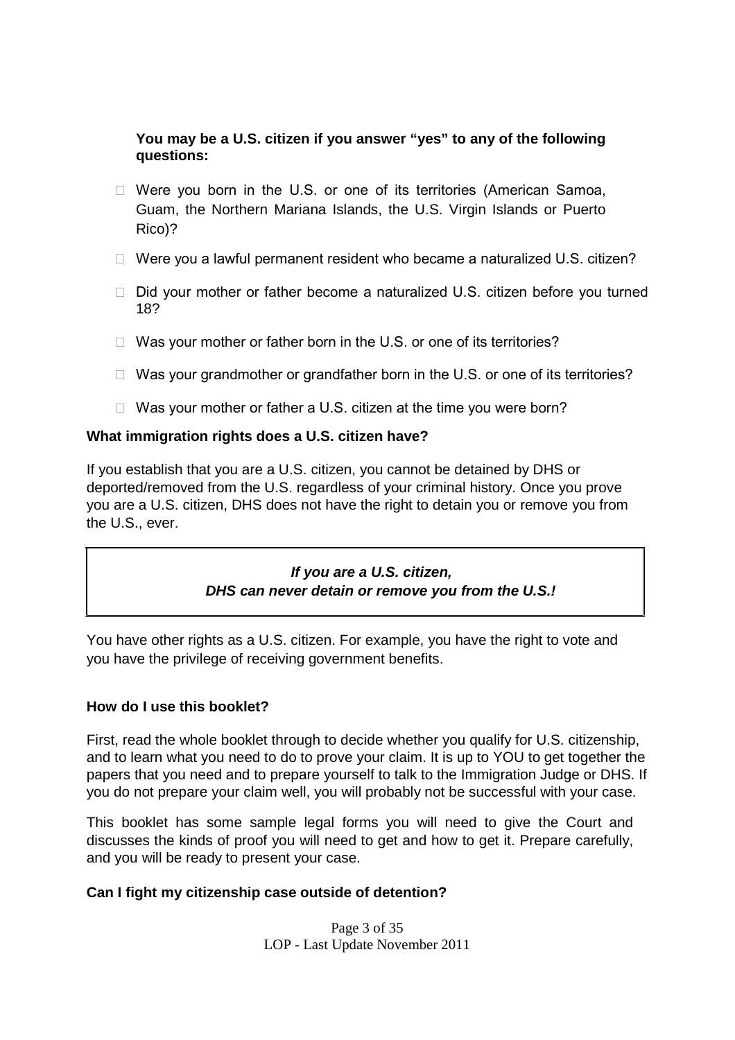**You may be a U.S. citizen if you answer "yes" to any of the following questions:**

- Were you born in the U.S. or one of its territories (American Samoa, Guam, the Northern Mariana Islands, the U.S. Virgin Islands or Puerto Rico)?
- Were you a lawful permanent resident who became a naturalized U.S. citizen?
- Did your mother or father become a naturalized U.S. citizen before you turned 18?
- Was your mother or father born in the U.S. or one of its territories?
- Was your grandmother or grandfather born in the U.S. or one of its territories?
- Was your mother or father a U.S. citizen at the time you were born?

**What immigration rights does a U.S. citizen have?**

If you establish that you are a U.S. citizen, you cannot be detained by DHS or deported/removed from the U.S. regardless of your criminal history. Once you prove you are a U.S. citizen, DHS does not have the right to detain you or remove you from the U.S., ever.

> ***If you are a U.S. citizen,***
> ***DHS can never detain or remove you from the U.S.!***

You have other rights as a U.S. citizen. For example, you have the right to vote and you have the privilege of receiving government benefits.

**How do I use this booklet?**

First, read the whole booklet through to decide whether you qualify for U.S. citizenship, and to learn what you need to do to prove your claim. It is up to YOU to get together the papers that you need and to prepare yourself to talk to the Immigration Judge or DHS. If you do not prepare your claim well, you will probably not be successful with your case.

This booklet has some sample legal forms you will need to give the Court and discusses the kinds of proof you will need to get and how to get it. Prepare carefully, and you will be ready to present your case.

**Can I fight my citizenship case outside of detention?**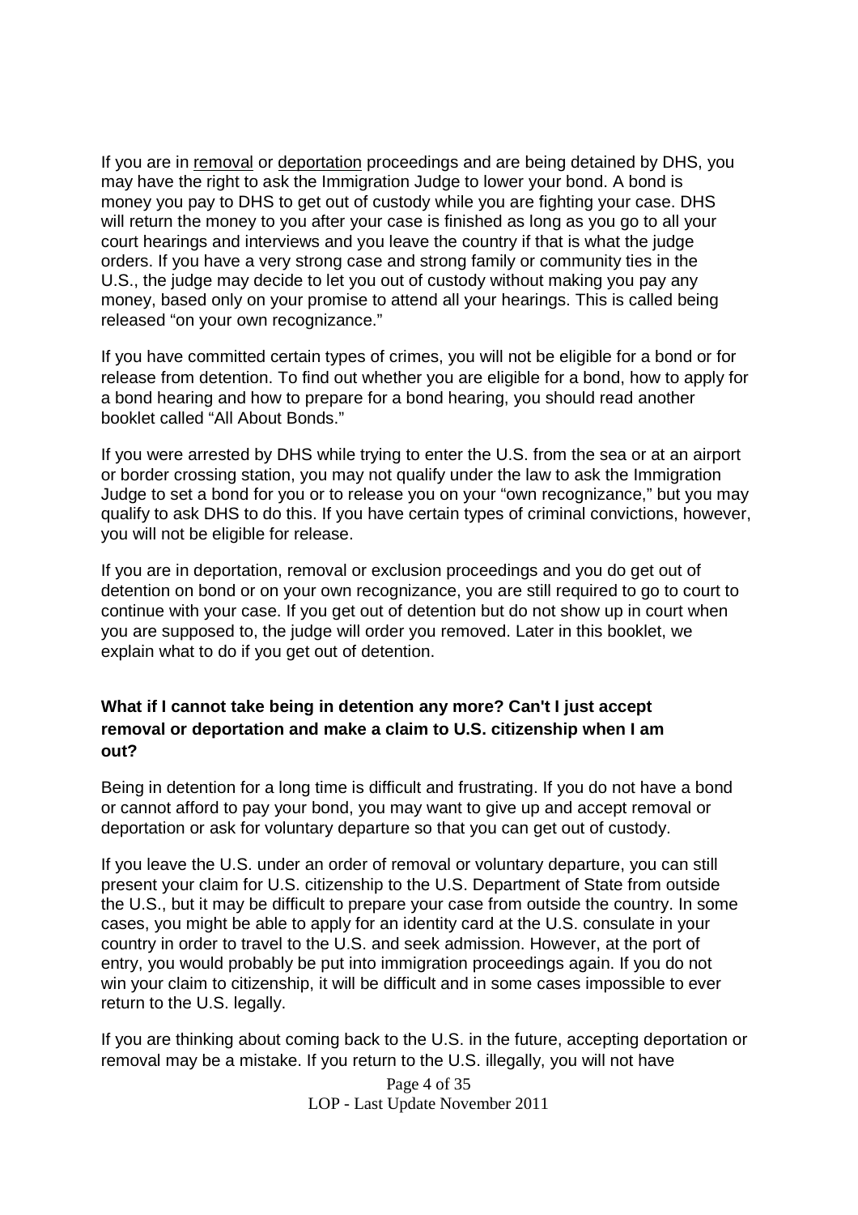If you are in removal or deportation proceedings and are being detained by DHS, you may have the right to ask the Immigration Judge to lower your bond. A bond is money you pay to DHS to get out of custody while you are fighting your case. DHS will return the money to you after your case is finished as long as you go to all your court hearings and interviews and you leave the country if that is what the judge orders. If you have a very strong case and strong family or community ties in the U.S., the judge may decide to let you out of custody without making you pay any money, based only on your promise to attend all your hearings. This is called being released "on your own recognizance."

If you have committed certain types of crimes, you will not be eligible for a bond or for release from detention. To find out whether you are eligible for a bond, how to apply for a bond hearing and how to prepare for a bond hearing, you should read another booklet called "All About Bonds."

If you were arrested by DHS while trying to enter the U.S. from the sea or at an airport or border crossing station, you may not qualify under the law to ask the Immigration Judge to set a bond for you or to release you on your "own recognizance," but you may qualify to ask DHS to do this. If you have certain types of criminal convictions, however, you will not be eligible for release.

If you are in deportation, removal or exclusion proceedings and you do get out of detention on bond or on your own recognizance, you are still required to go to court to continue with your case. If you get out of detention but do not show up in court when you are supposed to, the judge will order you removed. Later in this booklet, we explain what to do if you get out of detention.

**What if I cannot take being in detention any more? Can't I just accept removal or deportation and make a claim to U.S. citizenship when I am out?**

Being in detention for a long time is difficult and frustrating. If you do not have a bond or cannot afford to pay your bond, you may want to give up and accept removal or deportation or ask for voluntary departure so that you can get out of custody.

If you leave the U.S. under an order of removal or voluntary departure, you can still present your claim for U.S. citizenship to the U.S. Department of State from outside the U.S., but it may be difficult to prepare your case from outside the country. In some cases, you might be able to apply for an identity card at the U.S. consulate in your country in order to travel to the U.S. and seek admission. However, at the port of entry, you would probably be put into immigration proceedings again. If you do not win your claim to citizenship, it will be difficult and in some cases impossible to ever return to the U.S. legally.

If you are thinking about coming back to the U.S. in the future, accepting deportation or removal may be a mistake. If you return to the U.S. illegally, you will not have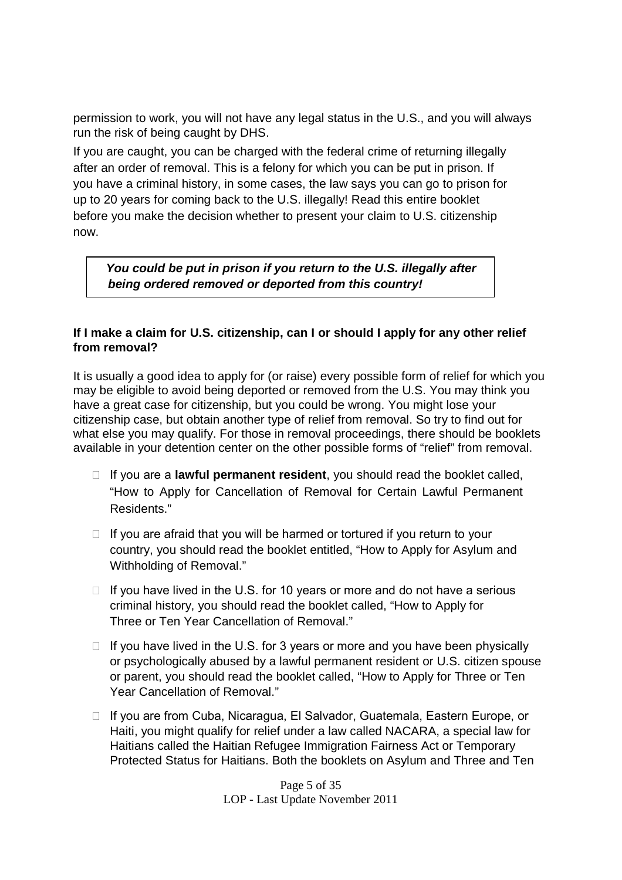permission to work, you will not have any legal status in the U.S., and you will always run the risk of being caught by DHS.

If you are caught, you can be charged with the federal crime of returning illegally after an order of removal. This is a felony for which you can be put in prison. If you have a criminal history, in some cases, the law says you can go to prison for up to 20 years for coming back to the U.S. illegally! Read this entire booklet before you make the decision whether to present your claim to U.S. citizenship now.

> ***You could be put in prison if you return to the U.S. illegally after being ordered removed or deported from this country!***

**If I make a claim for U.S. citizenship, can I or should I apply for any other relief from removal?**

It is usually a good idea to apply for (or raise) every possible form of relief for which you may be eligible to avoid being deported or removed from the U.S. You may think you have a great case for citizenship, but you could be wrong. You might lose your citizenship case, but obtain another type of relief from removal. So try to find out for what else you may qualify. For those in removal proceedings, there should be booklets available in your detention center on the other possible forms of "relief" from removal.

- If you are a **lawful permanent resident**, you should read the booklet called, "How to Apply for Cancellation of Removal for Certain Lawful Permanent Residents."
- If you are afraid that you will be harmed or tortured if you return to your country, you should read the booklet entitled, "How to Apply for Asylum and Withholding of Removal."
- If you have lived in the U.S. for 10 years or more and do not have a serious criminal history, you should read the booklet called, "How to Apply for Three or Ten Year Cancellation of Removal."
- If you have lived in the U.S. for 3 years or more and you have been physically or psychologically abused by a lawful permanent resident or U.S. citizen spouse or parent, you should read the booklet called, "How to Apply for Three or Ten Year Cancellation of Removal."
- If you are from Cuba, Nicaragua, El Salvador, Guatemala, Eastern Europe, or Haiti, you might qualify for relief under a law called NACARA, a special law for Haitians called the Haitian Refugee Immigration Fairness Act or Temporary Protected Status for Haitians. Both the booklets on Asylum and Three and Ten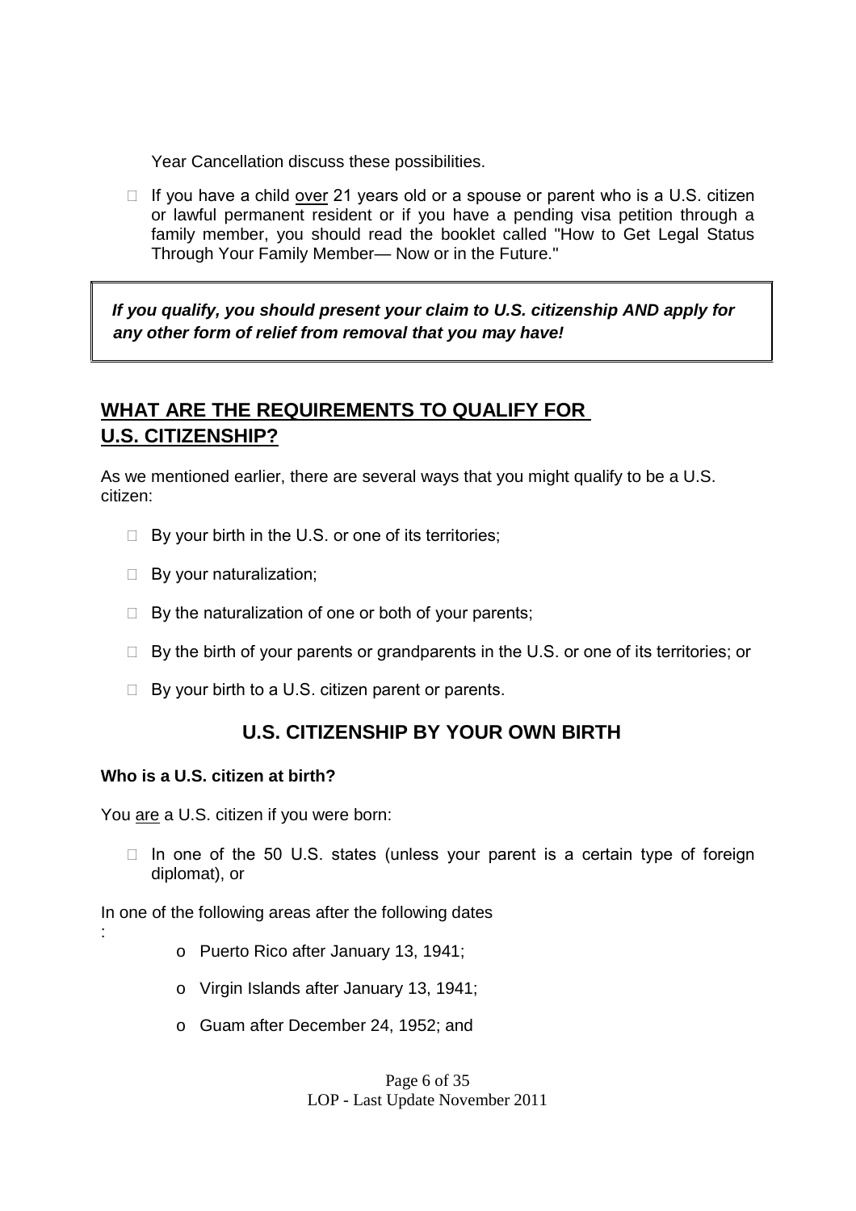Year Cancellation discuss these possibilities.

- If you have a child over 21 years old or a spouse or parent who is a U.S. citizen or lawful permanent resident or if you have a pending visa petition through a family member, you should read the booklet called "How to Get Legal Status Through Your Family Member— Now or in the Future."

> ***If you qualify, you should present your claim to U.S. citizenship AND apply for any other form of relief from removal that you may have!***

## WHAT ARE THE REQUIREMENTS TO QUALIFY FOR U.S. CITIZENSHIP?

As we mentioned earlier, there are several ways that you might qualify to be a U.S. citizen:

- By your birth in the U.S. or one of its territories;
- By your naturalization;
- By the naturalization of one or both of your parents;
- By the birth of your parents or grandparents in the U.S. or one of its territories; or
- By your birth to a U.S. citizen parent or parents.

### U.S. CITIZENSHIP BY YOUR OWN BIRTH

**Who is a U.S. citizen at birth?**

You are a U.S. citizen if you were born:

- In one of the 50 U.S. states (unless your parent is a certain type of foreign diplomat), or

In one of the following areas after the following dates:

- Puerto Rico after January 13, 1941;
- Virgin Islands after January 13, 1941;
- Guam after December 24, 1952; and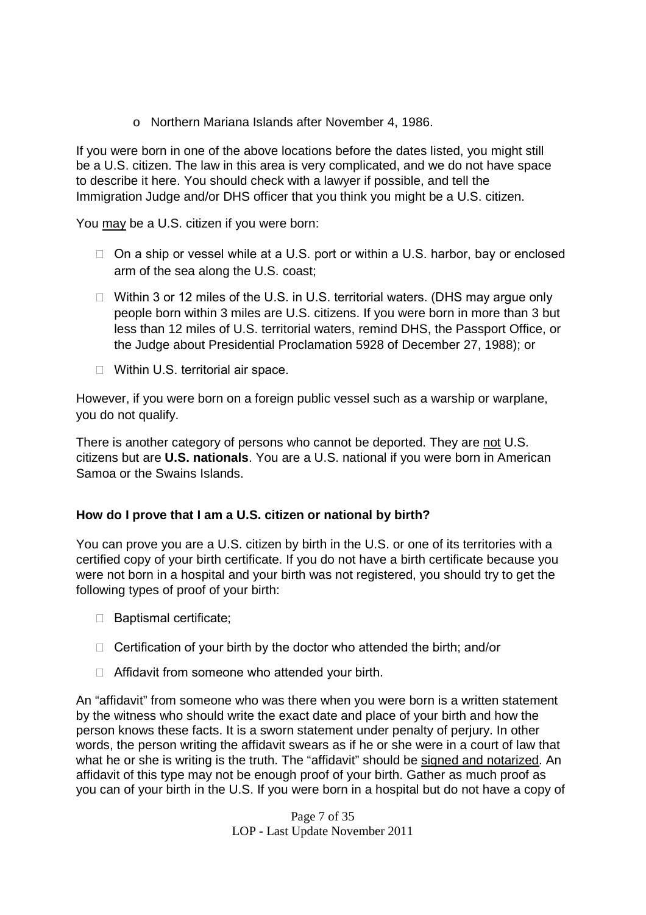- Northern Mariana Islands after November 4, 1986.

If you were born in one of the above locations before the dates listed, you might still be a U.S. citizen. The law in this area is very complicated, and we do not have space to describe it here. You should check with a lawyer if possible, and tell the Immigration Judge and/or DHS officer that you think you might be a U.S. citizen.

You may be a U.S. citizen if you were born:

- On a ship or vessel while at a U.S. port or within a U.S. harbor, bay or enclosed arm of the sea along the U.S. coast;
- Within 3 or 12 miles of the U.S. in U.S. territorial waters. (DHS may argue only people born within 3 miles are U.S. citizens. If you were born in more than 3 but less than 12 miles of U.S. territorial waters, remind DHS, the Passport Office, or the Judge about Presidential Proclamation 5928 of December 27, 1988); or
- Within U.S. territorial air space.

However, if you were born on a foreign public vessel such as a warship or warplane, you do not qualify.

There is another category of persons who cannot be deported. They are not U.S. citizens but are **U.S. nationals**. You are a U.S. national if you were born in American Samoa or the Swains Islands.

**How do I prove that I am a U.S. citizen or national by birth?**

You can prove you are a U.S. citizen by birth in the U.S. or one of its territories with a certified copy of your birth certificate. If you do not have a birth certificate because you were not born in a hospital and your birth was not registered, you should try to get the following types of proof of your birth:

- Baptismal certificate;
- Certification of your birth by the doctor who attended the birth; and/or
- Affidavit from someone who attended your birth.

An "affidavit" from someone who was there when you were born is a written statement by the witness who should write the exact date and place of your birth and how the person knows these facts. It is a sworn statement under penalty of perjury. In other words, the person writing the affidavit swears as if he or she were in a court of law that what he or she is writing is the truth. The "affidavit" should be signed and notarized. An affidavit of this type may not be enough proof of your birth. Gather as much proof as you can of your birth in the U.S. If you were born in a hospital but do not have a copy of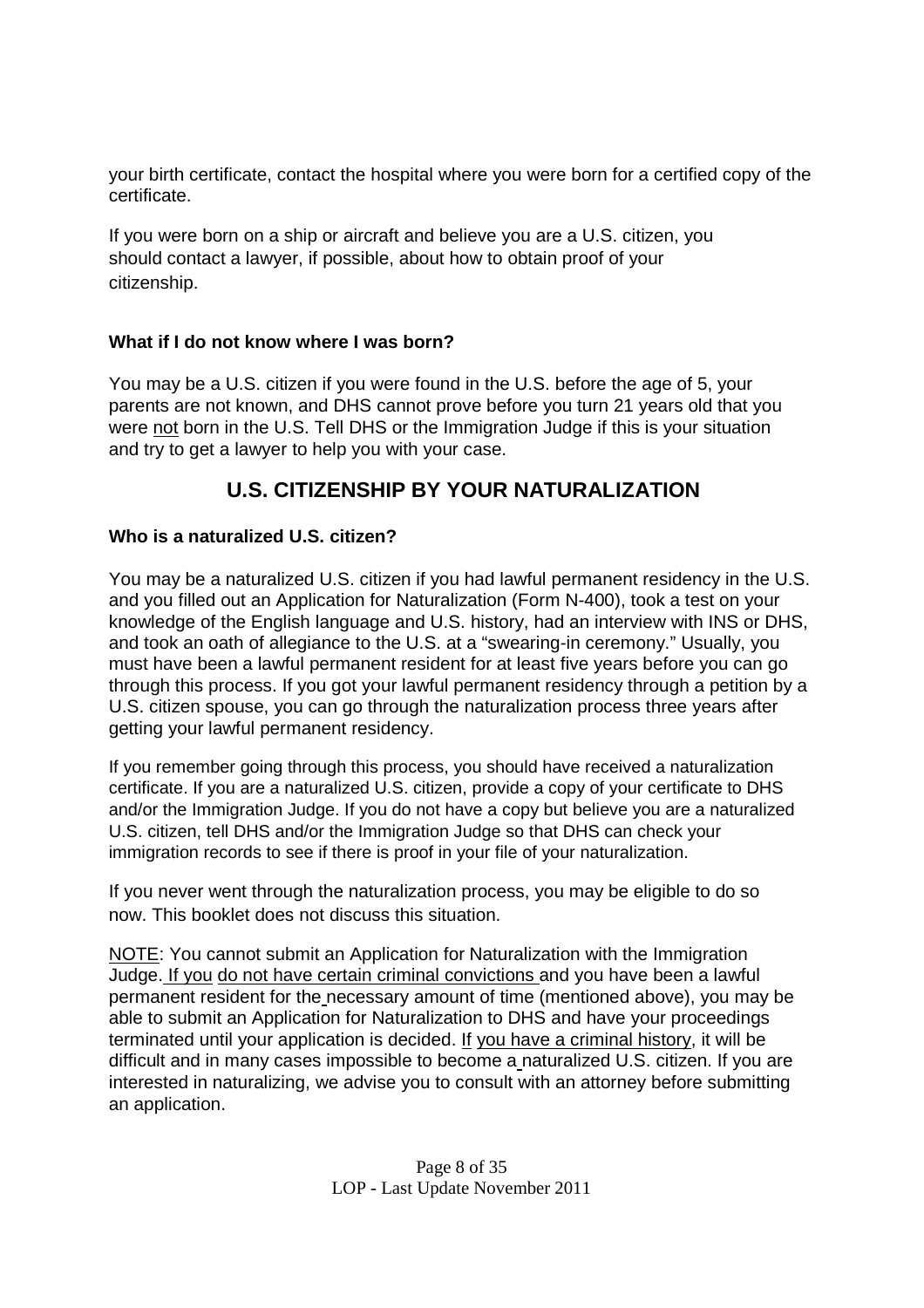your birth certificate, contact the hospital where you were born for a certified copy of the certificate.

If you were born on a ship or aircraft and believe you are a U.S. citizen, you should contact a lawyer, if possible, about how to obtain proof of your citizenship.

**What if I do not know where I was born?**

You may be a U.S. citizen if you were found in the U.S. before the age of 5, your parents are not known, and DHS cannot prove before you turn 21 years old that you were <u>not</u> born in the U.S. Tell DHS or the Immigration Judge if this is your situation and try to get a lawyer to help you with your case.

## U.S. CITIZENSHIP BY YOUR NATURALIZATION

**Who is a naturalized U.S. citizen?**

You may be a naturalized U.S. citizen if you had lawful permanent residency in the U.S. and you filled out an Application for Naturalization (Form N-400), took a test on your knowledge of the English language and U.S. history, had an interview with INS or DHS, and took an oath of allegiance to the U.S. at a "swearing-in ceremony." Usually, you must have been a lawful permanent resident for at least five years before you can go through this process. If you got your lawful permanent residency through a petition by a U.S. citizen spouse, you can go through the naturalization process three years after getting your lawful permanent residency.

If you remember going through this process, you should have received a naturalization certificate. If you are a naturalized U.S. citizen, provide a copy of your certificate to DHS and/or the Immigration Judge. If you do not have a copy but believe you are a naturalized U.S. citizen, tell DHS and/or the Immigration Judge so that DHS can check your immigration records to see if there is proof in your file of your naturalization.

If you never went through the naturalization process, you may be eligible to do so now. This booklet does not discuss this situation.

<u>NOTE</u>: You cannot submit an Application for Naturalization with the Immigration Judge. <u>If you</u> <u>do not have certain criminal convictions</u> and you have been a lawful permanent resident for the necessary amount of time (mentioned above), you may be able to submit an Application for Naturalization to DHS and have your proceedings terminated until your application is decided. <u>If</u> <u>you have a criminal history</u>, it will be difficult and in many cases impossible to become a naturalized U.S. citizen. If you are interested in naturalizing, we advise you to consult with an attorney before submitting an application.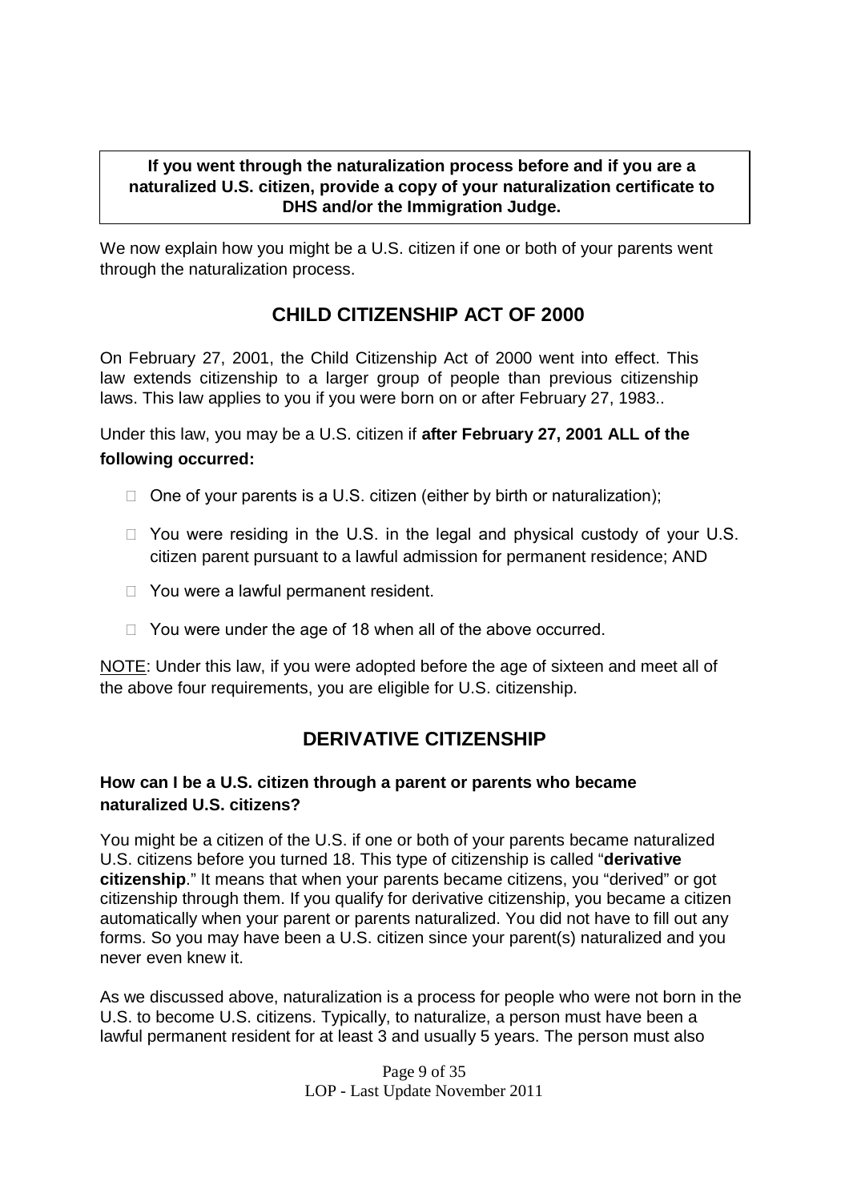**If you went through the naturalization process before and if you are a naturalized U.S. citizen, provide a copy of your naturalization certificate to DHS and/or the Immigration Judge.**

We now explain how you might be a U.S. citizen if one or both of your parents went through the naturalization process.

## CHILD CITIZENSHIP ACT OF 2000

On February 27, 2001, the Child Citizenship Act of 2000 went into effect. This law extends citizenship to a larger group of people than previous citizenship laws. This law applies to you if you were born on or after February 27, 1983..

Under this law, you may be a U.S. citizen if **after February 27, 2001 ALL of the following occurred:**

- One of your parents is a U.S. citizen (either by birth or naturalization);
- You were residing in the U.S. in the legal and physical custody of your U.S. citizen parent pursuant to a lawful admission for permanent residence; AND
- You were a lawful permanent resident.
- You were under the age of 18 when all of the above occurred.

<u>NOTE</u>: Under this law, if you were adopted before the age of sixteen and meet all of the above four requirements, you are eligible for U.S. citizenship.

## DERIVATIVE CITIZENSHIP

### How can I be a U.S. citizen through a parent or parents who became naturalized U.S. citizens?

You might be a citizen of the U.S. if one or both of your parents became naturalized U.S. citizens before you turned 18. This type of citizenship is called "**derivative citizenship**." It means that when your parents became citizens, you "derived" or got citizenship through them. If you qualify for derivative citizenship, you became a citizen automatically when your parent or parents naturalized. You did not have to fill out any forms. So you may have been a U.S. citizen since your parent(s) naturalized and you never even knew it.

As we discussed above, naturalization is a process for people who were not born in the U.S. to become U.S. citizens. Typically, to naturalize, a person must have been a lawful permanent resident for at least 3 and usually 5 years. The person must also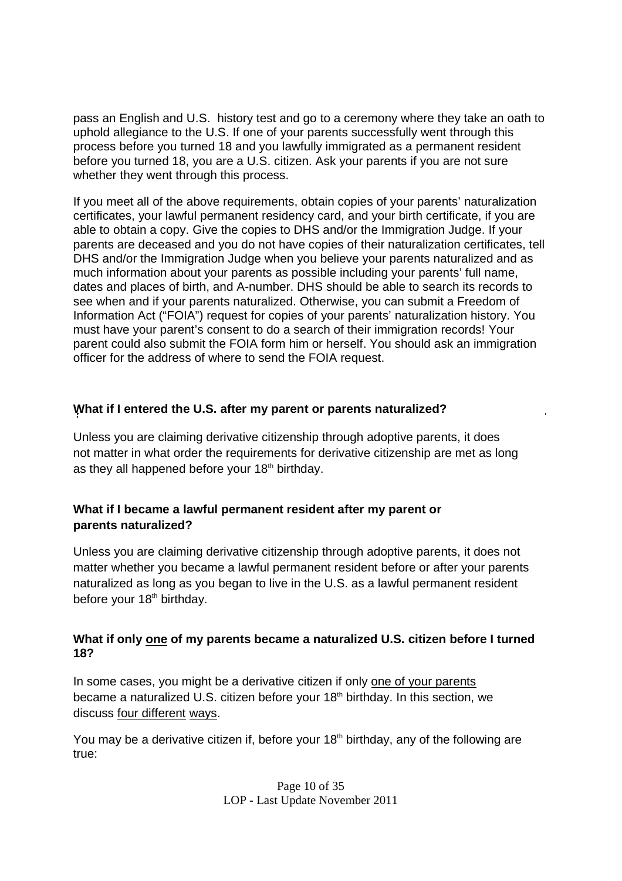pass an English and U.S. history test and go to a ceremony where they take an oath to uphold allegiance to the U.S. If one of your parents successfully went through this process before you turned 18 and you lawfully immigrated as a permanent resident before you turned 18, you are a U.S. citizen. Ask your parents if you are not sure whether they went through this process.

If you meet all of the above requirements, obtain copies of your parents' naturalization certificates, your lawful permanent residency card, and your birth certificate, if you are able to obtain a copy. Give the copies to DHS and/or the Immigration Judge. If your parents are deceased and you do not have copies of their naturalization certificates, tell DHS and/or the Immigration Judge when you believe your parents naturalized and as much information about your parents as possible including your parents' full name, dates and places of birth, and A-number. DHS should be able to search its records to see when and if your parents naturalized. Otherwise, you can submit a Freedom of Information Act ("FOIA") request for copies of your parents' naturalization history. You must have your parent's consent to do a search of their immigration records! Your parent could also submit the FOIA form him or herself. You should ask an immigration officer for the address of where to send the FOIA request.

**What if I entered the U.S. after my parent or parents naturalized?**

Unless you are claiming derivative citizenship through adoptive parents, it does not matter in what order the requirements for derivative citizenship are met as long as they all happened before your 18th birthday.

**What if I became a lawful permanent resident after my parent or parents naturalized?**

Unless you are claiming derivative citizenship through adoptive parents, it does not matter whether you became a lawful permanent resident before or after your parents naturalized as long as you began to live in the U.S. as a lawful permanent resident before your 18th birthday.

**What if only one of my parents became a naturalized U.S. citizen before I turned 18?**

In some cases, you might be a derivative citizen if only one of your parents became a naturalized U.S. citizen before your 18th birthday. In this section, we discuss four different ways.

You may be a derivative citizen if, before your 18th birthday, any of the following are true: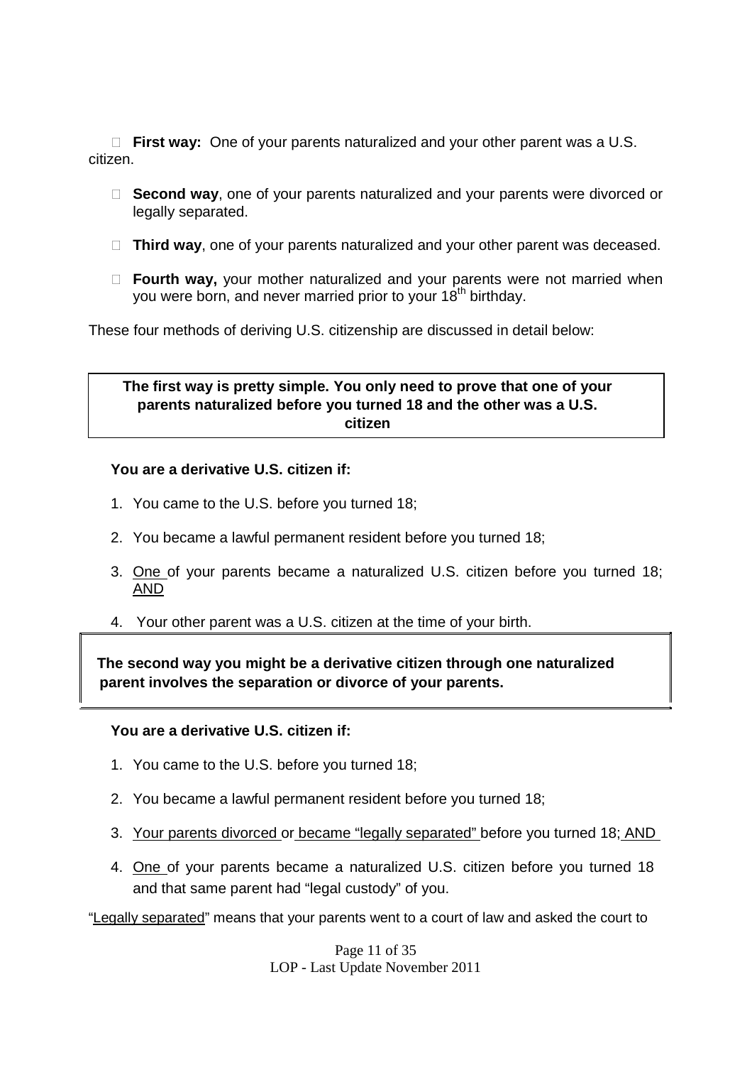- **First way:** One of your parents naturalized and your other parent was a U.S. citizen.
- **Second way**, one of your parents naturalized and your parents were divorced or legally separated.
- **Third way**, one of your parents naturalized and your other parent was deceased.
- **Fourth way,** your mother naturalized and your parents were not married when you were born, and never married prior to your 18th birthday.

These four methods of deriving U.S. citizenship are discussed in detail below:

**The first way is pretty simple. You only need to prove that one of your parents naturalized before you turned 18 and the other was a U.S. citizen**

**You are a derivative U.S. citizen if:**

1. You came to the U.S. before you turned 18;
2. You became a lawful permanent resident before you turned 18;
3. <u>One</u> of your parents became a naturalized U.S. citizen before you turned 18; <u>AND</u>
4. Your other parent was a U.S. citizen at the time of your birth.

**The second way you might be a derivative citizen through one naturalized parent involves the separation or divorce of your parents.**

**You are a derivative U.S. citizen if:**

1. You came to the U.S. before you turned 18;
2. You became a lawful permanent resident before you turned 18;
3. <u>Your parents divorced</u> or <u>became "legally separated"</u> before you turned 18; <u>AND</u>
4. <u>One</u> of your parents became a naturalized U.S. citizen before you turned 18 and that same parent had "legal custody" of you.

"<u>Legally separated</u>" means that your parents went to a court of law and asked the court to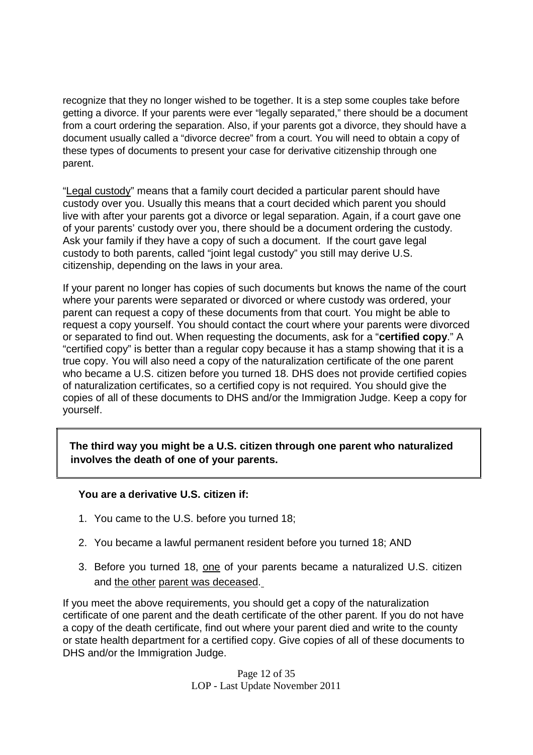recognize that they no longer wished to be together. It is a step some couples take before getting a divorce. If your parents were ever "legally separated," there should be a document from a court ordering the separation. Also, if your parents got a divorce, they should have a document usually called a "divorce decree" from a court. You will need to obtain a copy of these types of documents to present your case for derivative citizenship through one parent.

"Legal custody" means that a family court decided a particular parent should have custody over you. Usually this means that a court decided which parent you should live with after your parents got a divorce or legal separation. Again, if a court gave one of your parents' custody over you, there should be a document ordering the custody. Ask your family if they have a copy of such a document. If the court gave legal custody to both parents, called "joint legal custody" you still may derive U.S. citizenship, depending on the laws in your area.

If your parent no longer has copies of such documents but knows the name of the court where your parents were separated or divorced or where custody was ordered, your parent can request a copy of these documents from that court. You might be able to request a copy yourself. You should contact the court where your parents were divorced or separated to find out. When requesting the documents, ask for a "**certified copy**." A "certified copy" is better than a regular copy because it has a stamp showing that it is a true copy. You will also need a copy of the naturalization certificate of the one parent who became a U.S. citizen before you turned 18. DHS does not provide certified copies of naturalization certificates, so a certified copy is not required. You should give the copies of all of these documents to DHS and/or the Immigration Judge. Keep a copy for yourself.

**The third way you might be a U.S. citizen through one parent who naturalized involves the death of one of your parents.**

**You are a derivative U.S. citizen if:**

1. You came to the U.S. before you turned 18;
2. You became a lawful permanent resident before you turned 18; AND
3. Before you turned 18, one of your parents became a naturalized U.S. citizen and the other parent was deceased.

If you meet the above requirements, you should get a copy of the naturalization certificate of one parent and the death certificate of the other parent. If you do not have a copy of the death certificate, find out where your parent died and write to the county or state health department for a certified copy. Give copies of all of these documents to DHS and/or the Immigration Judge.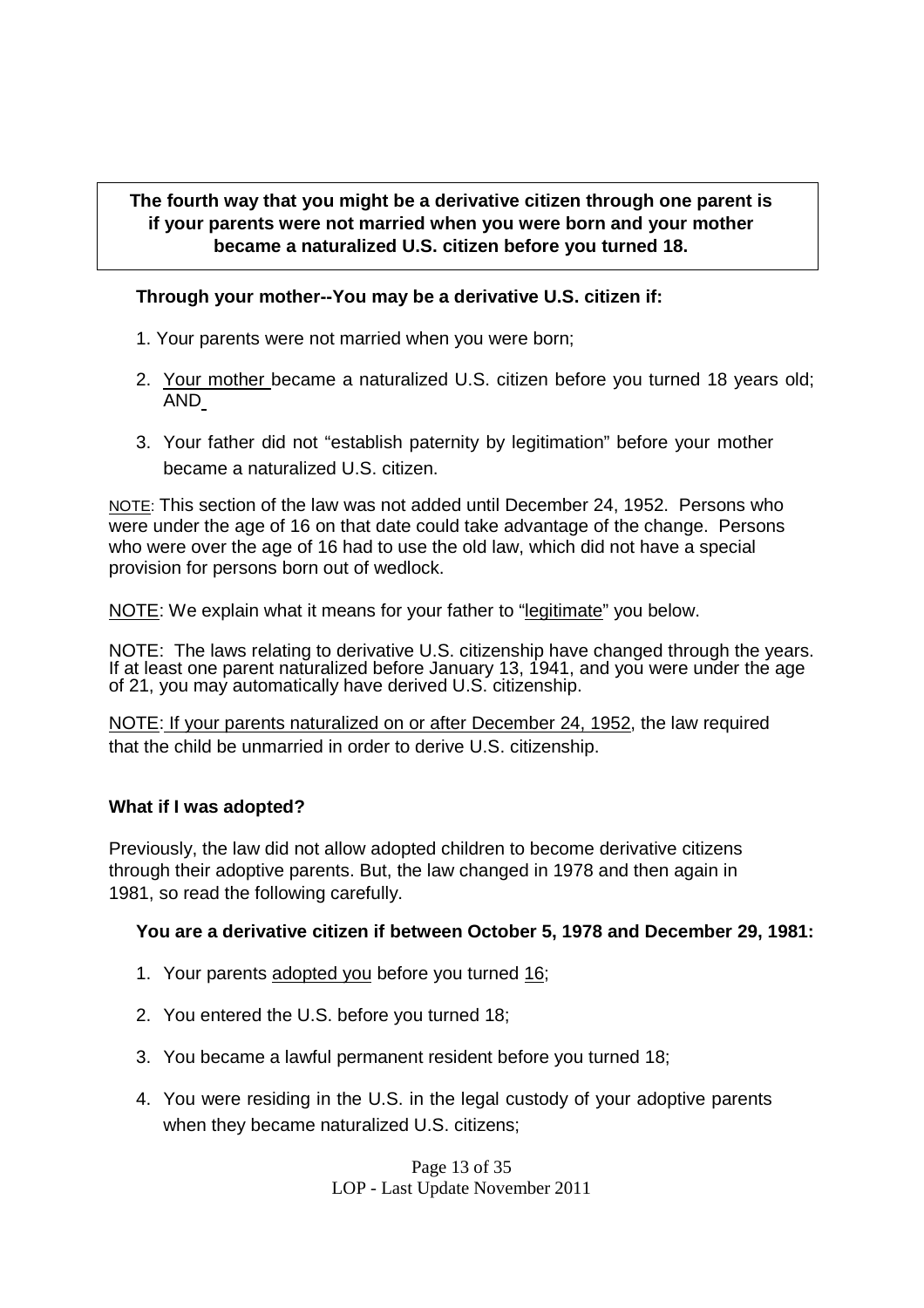**The fourth way that you might be a derivative citizen through one parent is if your parents were not married when you were born and your mother became a naturalized U.S. citizen before you turned 18.**

**Through your mother--You may be a derivative U.S. citizen if:**

1. Your parents were not married when you were born;
2. Your mother became a naturalized U.S. citizen before you turned 18 years old; AND
3. Your father did not "establish paternity by legitimation" before your mother became a naturalized U.S. citizen.

NOTE: This section of the law was not added until December 24, 1952. Persons who were under the age of 16 on that date could take advantage of the change. Persons who were over the age of 16 had to use the old law, which did not have a special provision for persons born out of wedlock.

NOTE: We explain what it means for your father to "legitimate" you below.

NOTE: The laws relating to derivative U.S. citizenship have changed through the years. If at least one parent naturalized before January 13, 1941, and you were under the age of 21, you may automatically have derived U.S. citizenship.

NOTE: If your parents naturalized on or after December 24, 1952, the law required that the child be unmarried in order to derive U.S. citizenship.

**What if I was adopted?**

Previously, the law did not allow adopted children to become derivative citizens through their adoptive parents. But, the law changed in 1978 and then again in 1981, so read the following carefully.

**You are a derivative citizen if between October 5, 1978 and December 29, 1981:**

1. Your parents adopted you before you turned 16;
2. You entered the U.S. before you turned 18;
3. You became a lawful permanent resident before you turned 18;
4. You were residing in the U.S. in the legal custody of your adoptive parents when they became naturalized U.S. citizens;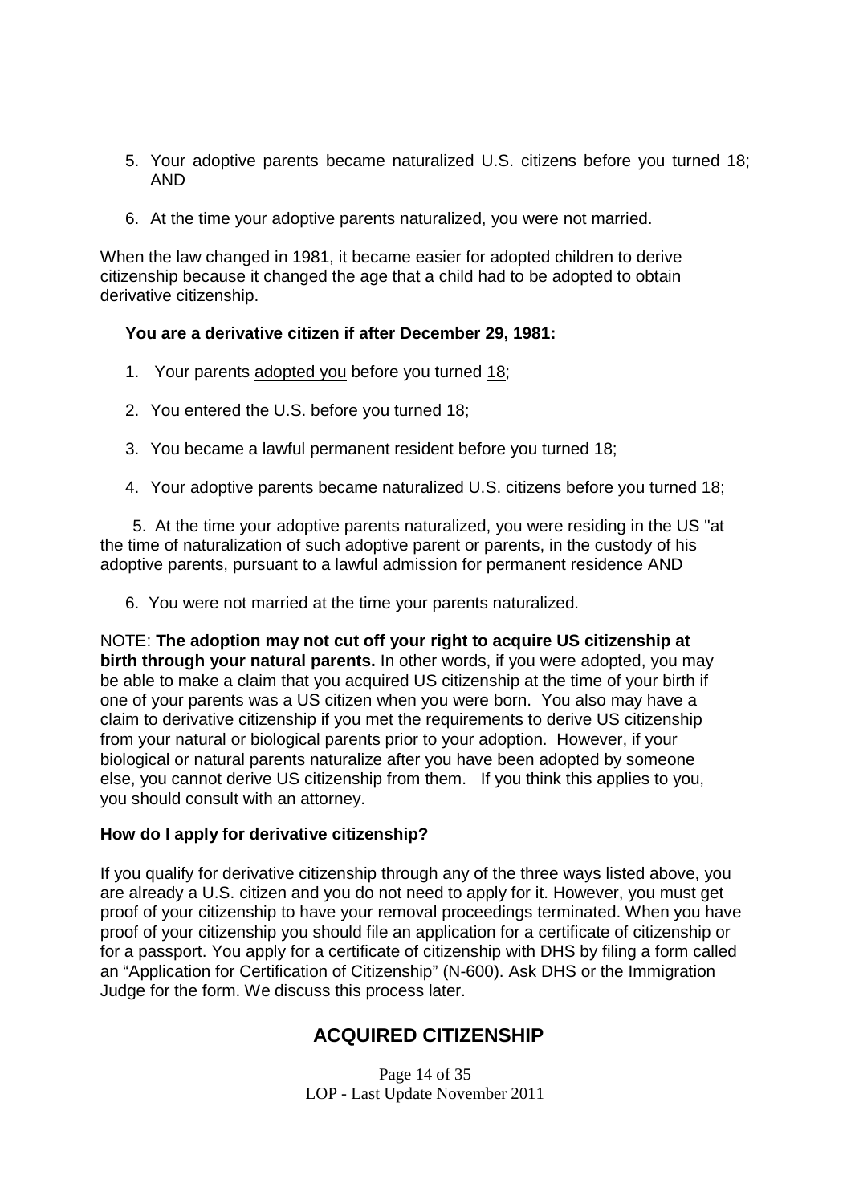5. Your adoptive parents became naturalized U.S. citizens before you turned 18; AND

6. At the time your adoptive parents naturalized, you were not married.

When the law changed in 1981, it became easier for adopted children to derive citizenship because it changed the age that a child had to be adopted to obtain derivative citizenship.

**You are a derivative citizen if after December 29, 1981:**

1. Your parents adopted you before you turned 18;

2. You entered the U.S. before you turned 18;

3. You became a lawful permanent resident before you turned 18;

4. Your adoptive parents became naturalized U.S. citizens before you turned 18;

5. At the time your adoptive parents naturalized, you were residing in the US "at the time of naturalization of such adoptive parent or parents, in the custody of his adoptive parents, pursuant to a lawful admission for permanent residence AND

6. You were not married at the time your parents naturalized.

NOTE: **The adoption may not cut off your right to acquire US citizenship at birth through your natural parents.** In other words, if you were adopted, you may be able to make a claim that you acquired US citizenship at the time of your birth if one of your parents was a US citizen when you were born. You also may have a claim to derivative citizenship if you met the requirements to derive US citizenship from your natural or biological parents prior to your adoption. However, if your biological or natural parents naturalize after you have been adopted by someone else, you cannot derive US citizenship from them. If you think this applies to you, you should consult with an attorney.

**How do I apply for derivative citizenship?**

If you qualify for derivative citizenship through any of the three ways listed above, you are already a U.S. citizen and you do not need to apply for it. However, you must get proof of your citizenship to have your removal proceedings terminated. When you have proof of your citizenship you should file an application for a certificate of citizenship or for a passport. You apply for a certificate of citizenship with DHS by filing a form called an "Application for Certification of Citizenship" (N-600). Ask DHS or the Immigration Judge for the form. We discuss this process later.

## ACQUIRED CITIZENSHIP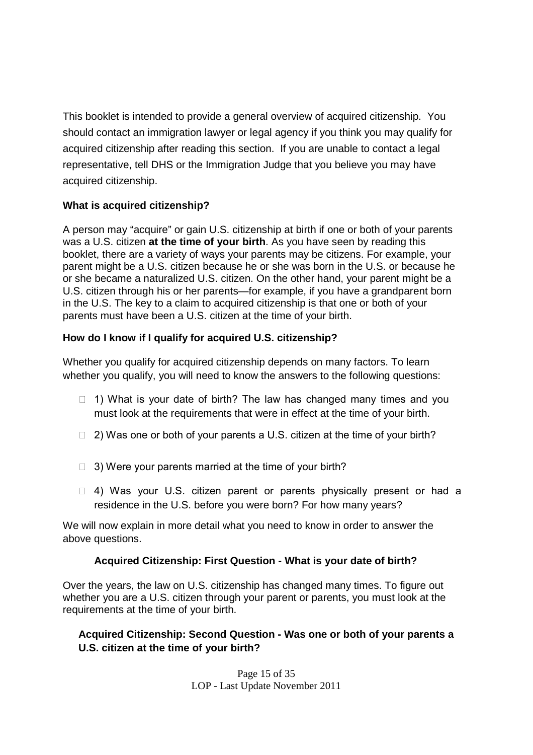This booklet is intended to provide a general overview of acquired citizenship. You should contact an immigration lawyer or legal agency if you think you may qualify for acquired citizenship after reading this section. If you are unable to contact a legal representative, tell DHS or the Immigration Judge that you believe you may have acquired citizenship.

### What is acquired citizenship?

A person may "acquire" or gain U.S. citizenship at birth if one or both of your parents was a U.S. citizen **at the time of your birth**. As you have seen by reading this booklet, there are a variety of ways your parents may be citizens. For example, your parent might be a U.S. citizen because he or she was born in the U.S. or because he or she became a naturalized U.S. citizen. On the other hand, your parent might be a U.S. citizen through his or her parents—for example, if you have a grandparent born in the U.S. The key to a claim to acquired citizenship is that one or both of your parents must have been a U.S. citizen at the time of your birth.

### How do I know if I qualify for acquired U.S. citizenship?

Whether you qualify for acquired citizenship depends on many factors. To learn whether you qualify, you will need to know the answers to the following questions:

- 1) What is your date of birth? The law has changed many times and you must look at the requirements that were in effect at the time of your birth.
- 2) Was one or both of your parents a U.S. citizen at the time of your birth?
- 3) Were your parents married at the time of your birth?
- 4) Was your U.S. citizen parent or parents physically present or had a residence in the U.S. before you were born? For how many years?

We will now explain in more detail what you need to know in order to answer the above questions.

### Acquired Citizenship: First Question - What is your date of birth?

Over the years, the law on U.S. citizenship has changed many times. To figure out whether you are a U.S. citizen through your parent or parents, you must look at the requirements at the time of your birth.

### Acquired Citizenship: Second Question - Was one or both of your parents a U.S. citizen at the time of your birth?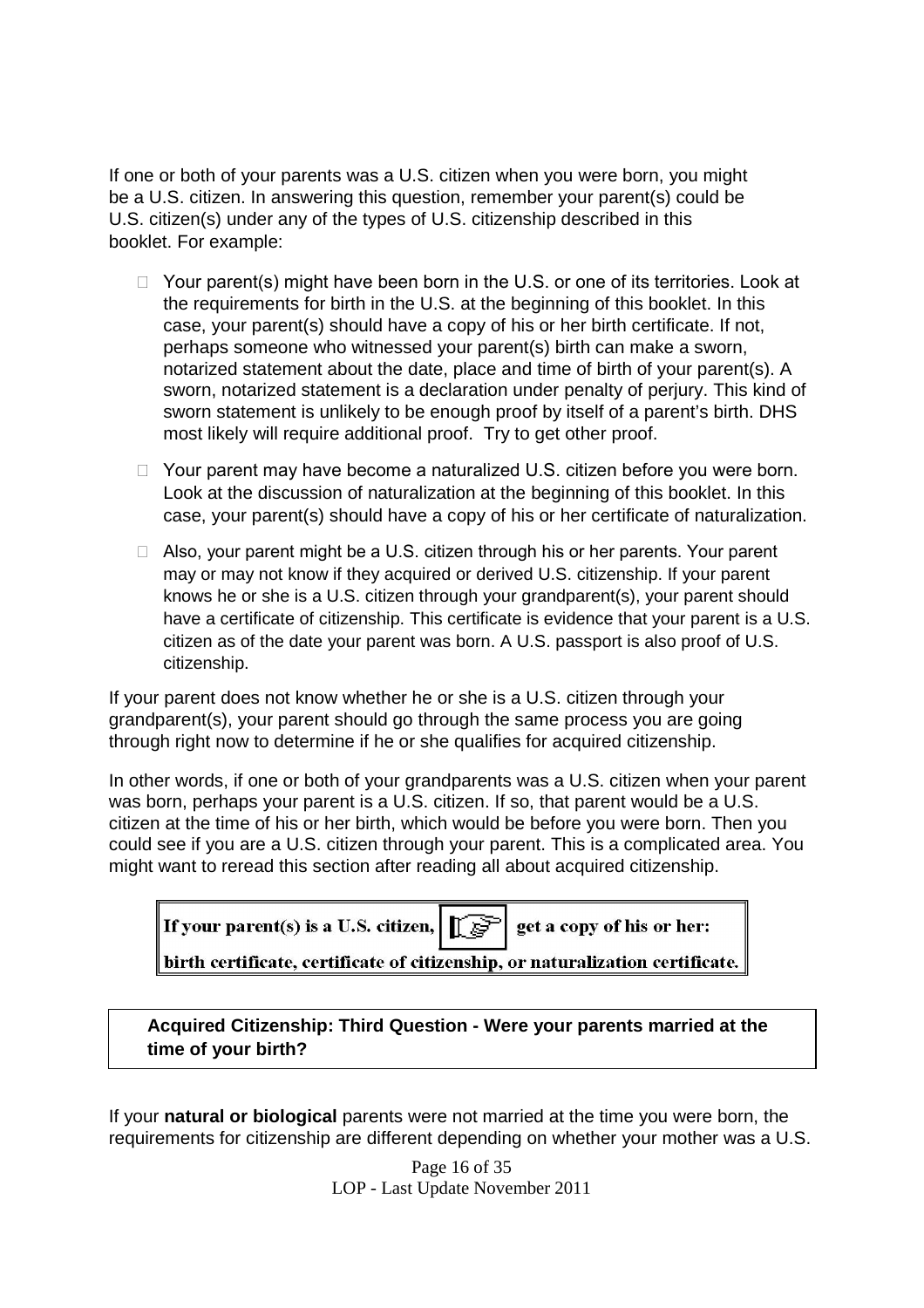If one or both of your parents was a U.S. citizen when you were born, you might be a U.S. citizen. In answering this question, remember your parent(s) could be U.S. citizen(s) under any of the types of U.S. citizenship described in this booklet. For example:

- Your parent(s) might have been born in the U.S. or one of its territories. Look at the requirements for birth in the U.S. at the beginning of this booklet. In this case, your parent(s) should have a copy of his or her birth certificate. If not, perhaps someone who witnessed your parent(s) birth can make a sworn, notarized statement about the date, place and time of birth of your parent(s). A sworn, notarized statement is a declaration under penalty of perjury. This kind of sworn statement is unlikely to be enough proof by itself of a parent's birth. DHS most likely will require additional proof. Try to get other proof.

- Your parent may have become a naturalized U.S. citizen before you were born. Look at the discussion of naturalization at the beginning of this booklet. In this case, your parent(s) should have a copy of his or her certificate of naturalization.

- Also, your parent might be a U.S. citizen through his or her parents. Your parent may or may not know if they acquired or derived U.S. citizenship. If your parent knows he or she is a U.S. citizen through your grandparent(s), your parent should have a certificate of citizenship. This certificate is evidence that your parent is a U.S. citizen as of the date your parent was born. A U.S. passport is also proof of U.S. citizenship.

If your parent does not know whether he or she is a U.S. citizen through your grandparent(s), your parent should go through the same process you are going through right now to determine if he or she qualifies for acquired citizenship.

In other words, if one or both of your grandparents was a U.S. citizen when your parent was born, perhaps your parent is a U.S. citizen. If so, that parent would be a U.S. citizen at the time of his or her birth, which would be before you were born. Then you could see if you are a U.S. citizen through your parent. This is a complicated area. You might want to reread this section after reading all about acquired citizenship.

**If your parent(s) is a U.S. citizen, ☞ get a copy of his or her: birth certificate, certificate of citizenship, or naturalization certificate.**

### Acquired Citizenship: Third Question - Were your parents married at the time of your birth?

If your **natural or biological** parents were not married at the time you were born, the requirements for citizenship are different depending on whether your mother was a U.S.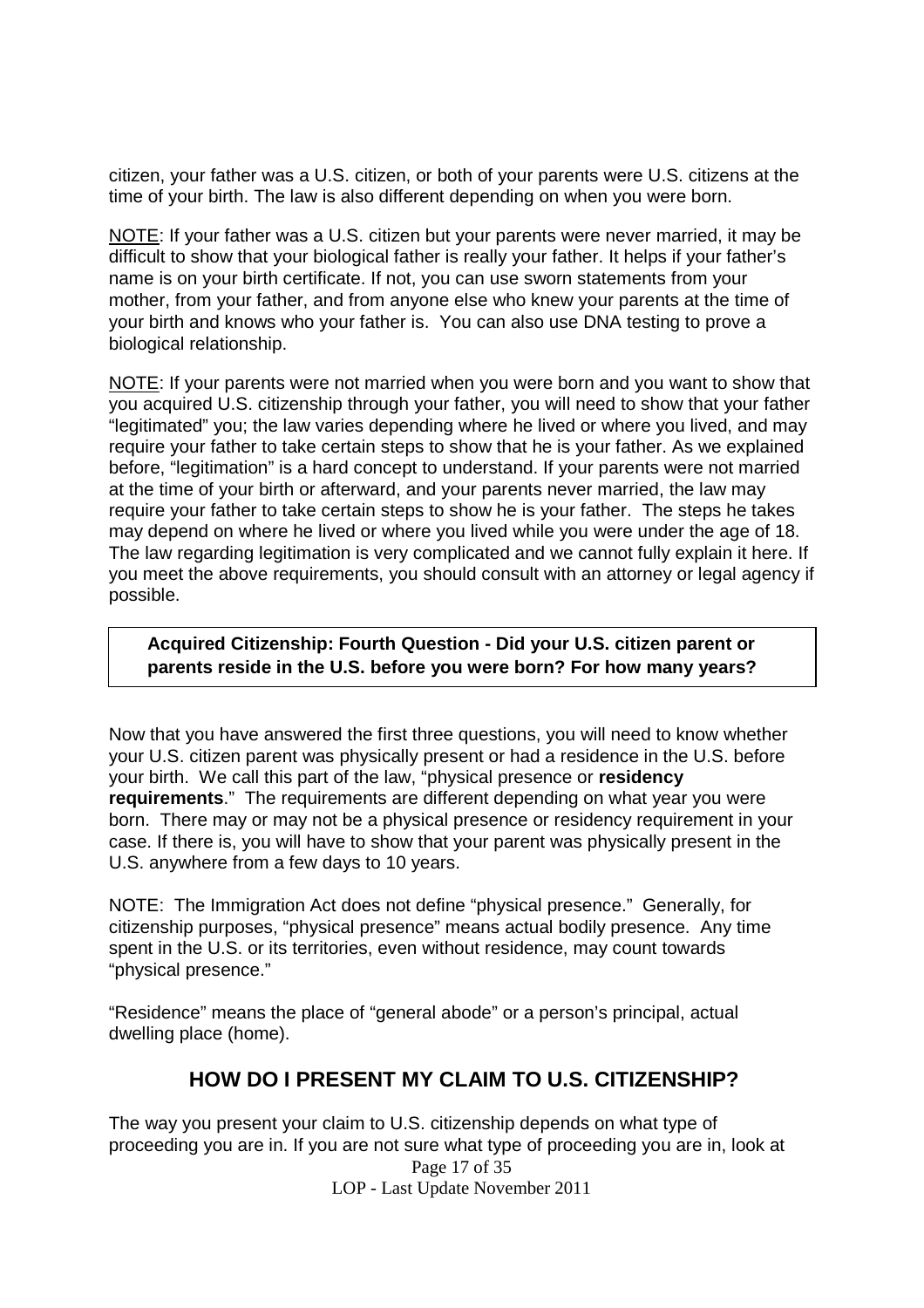citizen, your father was a U.S. citizen, or both of your parents were U.S. citizens at the time of your birth. The law is also different depending on when you were born.

<u>NOTE</u>: If your father was a U.S. citizen but your parents were never married, it may be difficult to show that your biological father is really your father. It helps if your father's name is on your birth certificate. If not, you can use sworn statements from your mother, from your father, and from anyone else who knew your parents at the time of your birth and knows who your father is. You can also use DNA testing to prove a biological relationship.

<u>NOTE</u>: If your parents were not married when you were born and you want to show that you acquired U.S. citizenship through your father, you will need to show that your father "legitimated" you; the law varies depending where he lived or where you lived, and may require your father to take certain steps to show that he is your father. As we explained before, "legitimation" is a hard concept to understand. If your parents were not married at the time of your birth or afterward, and your parents never married, the law may require your father to take certain steps to show he is your father. The steps he takes may depend on where he lived or where you lived while you were under the age of 18. The law regarding legitimation is very complicated and we cannot fully explain it here. If you meet the above requirements, you should consult with an attorney or legal agency if possible.

**Acquired Citizenship: Fourth Question - Did your U.S. citizen parent or parents reside in the U.S. before you were born? For how many years?**

Now that you have answered the first three questions, you will need to know whether your U.S. citizen parent was physically present or had a residence in the U.S. before your birth. We call this part of the law, "physical presence or **residency requirements**." The requirements are different depending on what year you were born. There may or may not be a physical presence or residency requirement in your case. If there is, you will have to show that your parent was physically present in the U.S. anywhere from a few days to 10 years.

NOTE: The Immigration Act does not define "physical presence." Generally, for citizenship purposes, "physical presence" means actual bodily presence. Any time spent in the U.S. or its territories, even without residence, may count towards "physical presence."

"Residence" means the place of "general abode" or a person's principal, actual dwelling place (home).

## HOW DO I PRESENT MY CLAIM TO U.S. CITIZENSHIP?

The way you present your claim to U.S. citizenship depends on what type of proceeding you are in. If you are not sure what type of proceeding you are in, look at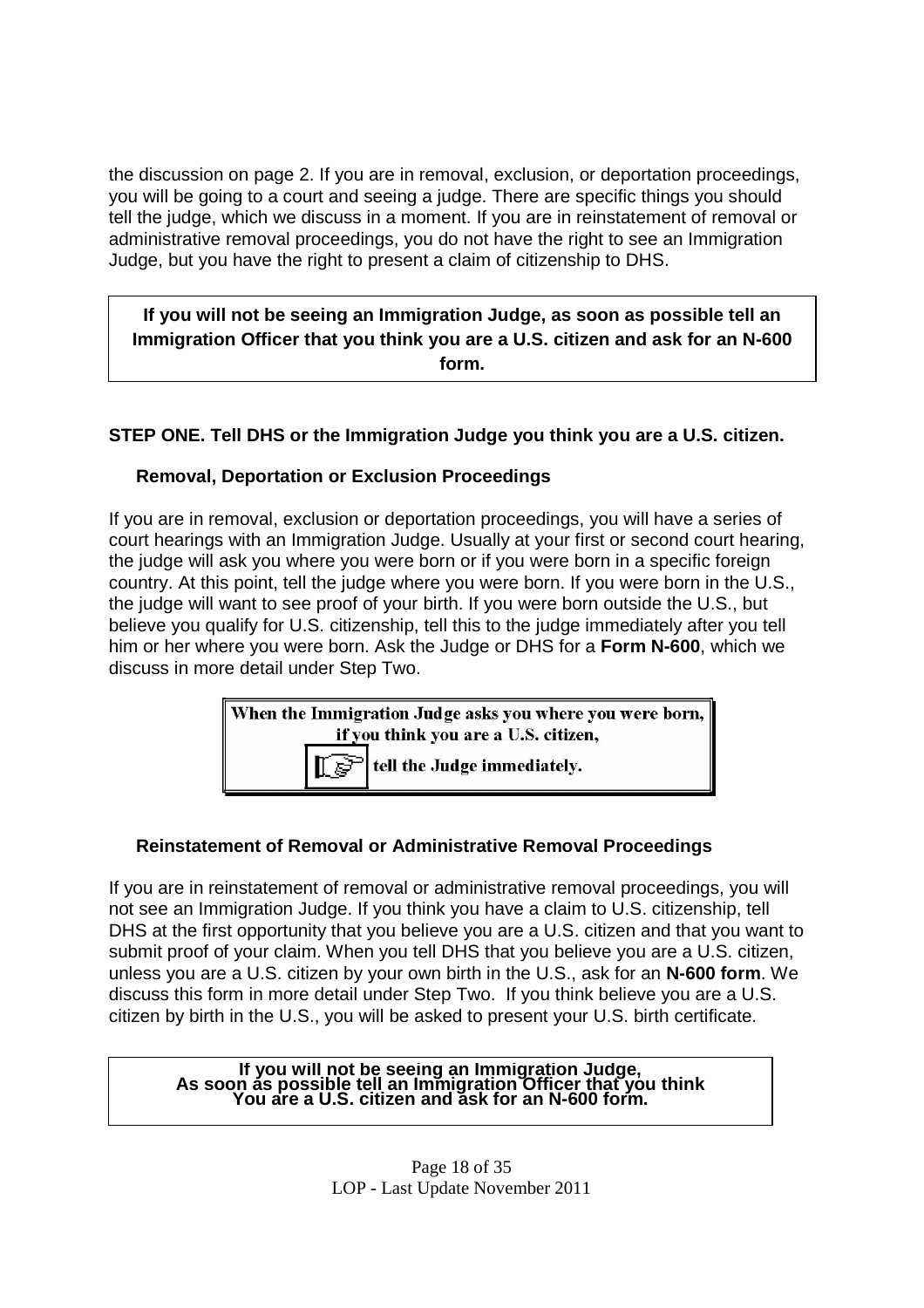the discussion on page 2. If you are in removal, exclusion, or deportation proceedings, you will be going to a court and seeing a judge. There are specific things you should tell the judge, which we discuss in a moment. If you are in reinstatement of removal or administrative removal proceedings, you do not have the right to see an Immigration Judge, but you have the right to present a claim of citizenship to DHS.

**If you will not be seeing an Immigration Judge, as soon as possible tell an Immigration Officer that you think you are a U.S. citizen and ask for an N-600 form.**

### STEP ONE. Tell DHS or the Immigration Judge you think you are a U.S. citizen.

#### Removal, Deportation or Exclusion Proceedings

If you are in removal, exclusion or deportation proceedings, you will have a series of court hearings with an Immigration Judge. Usually at your first or second court hearing, the judge will ask you where you were born or if you were born in a specific foreign country. At this point, tell the judge where you were born. If you were born in the U.S., the judge will want to see proof of your birth. If you were born outside the U.S., but believe you qualify for U.S. citizenship, tell this to the judge immediately after you tell him or her where you were born. Ask the Judge or DHS for a **Form N-600**, which we discuss in more detail under Step Two.

**When the Immigration Judge asks you where you were born, if you think you are a U.S. citizen, tell the Judge immediately.**

#### Reinstatement of Removal or Administrative Removal Proceedings

If you are in reinstatement of removal or administrative removal proceedings, you will not see an Immigration Judge. If you think you have a claim to U.S. citizenship, tell DHS at the first opportunity that you believe you are a U.S. citizen and that you want to submit proof of your claim. When you tell DHS that you believe you are a U.S. citizen, unless you are a U.S. citizen by your own birth in the U.S., ask for an **N-600 form**. We discuss this form in more detail under Step Two. If you think believe you are a U.S. citizen by birth in the U.S., you will be asked to present your U.S. birth certificate.

**If you will not be seeing an Immigration Judge, As soon as possible tell an Immigration Officer that you think You are a U.S. citizen and ask for an N-600 form.**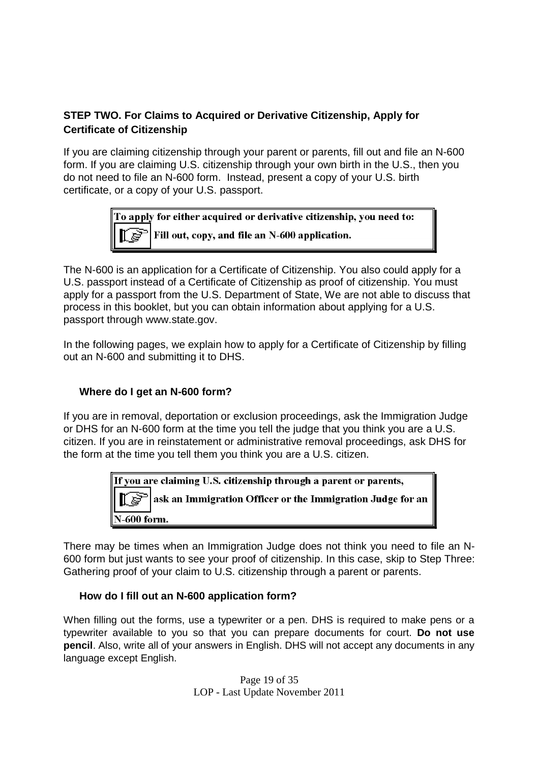### STEP TWO. For Claims to Acquired or Derivative Citizenship, Apply for Certificate of Citizenship

If you are claiming citizenship through your parent or parents, fill out and file an N-600 form. If you are claiming U.S. citizenship through your own birth in the U.S., then you do not need to file an N-600 form. Instead, present a copy of your U.S. birth certificate, or a copy of your U.S. passport.

> **To apply for either acquired or derivative citizenship, you need to:**
> **Fill out, copy, and file an N-600 application.**

The N-600 is an application for a Certificate of Citizenship. You also could apply for a U.S. passport instead of a Certificate of Citizenship as proof of citizenship. You must apply for a passport from the U.S. Department of State, We are not able to discuss that process in this booklet, but you can obtain information about applying for a U.S. passport through www.state.gov.

In the following pages, we explain how to apply for a Certificate of Citizenship by filling out an N-600 and submitting it to DHS.

#### Where do I get an N-600 form?

If you are in removal, deportation or exclusion proceedings, ask the Immigration Judge or DHS for an N-600 form at the time you tell the judge that you think you are a U.S. citizen. If you are in reinstatement or administrative removal proceedings, ask DHS for the form at the time you tell them you think you are a U.S. citizen.

> **If you are claiming U.S. citizenship through a parent or parents, ask an Immigration Officer or the Immigration Judge for an N-600 form.**

There may be times when an Immigration Judge does not think you need to file an N-600 form but just wants to see your proof of citizenship. In this case, skip to Step Three: Gathering proof of your claim to U.S. citizenship through a parent or parents.

#### How do I fill out an N-600 application form?

When filling out the forms, use a typewriter or a pen. DHS is required to make pens or a typewriter available to you so that you can prepare documents for court. **Do not use pencil**. Also, write all of your answers in English. DHS will not accept any documents in any language except English.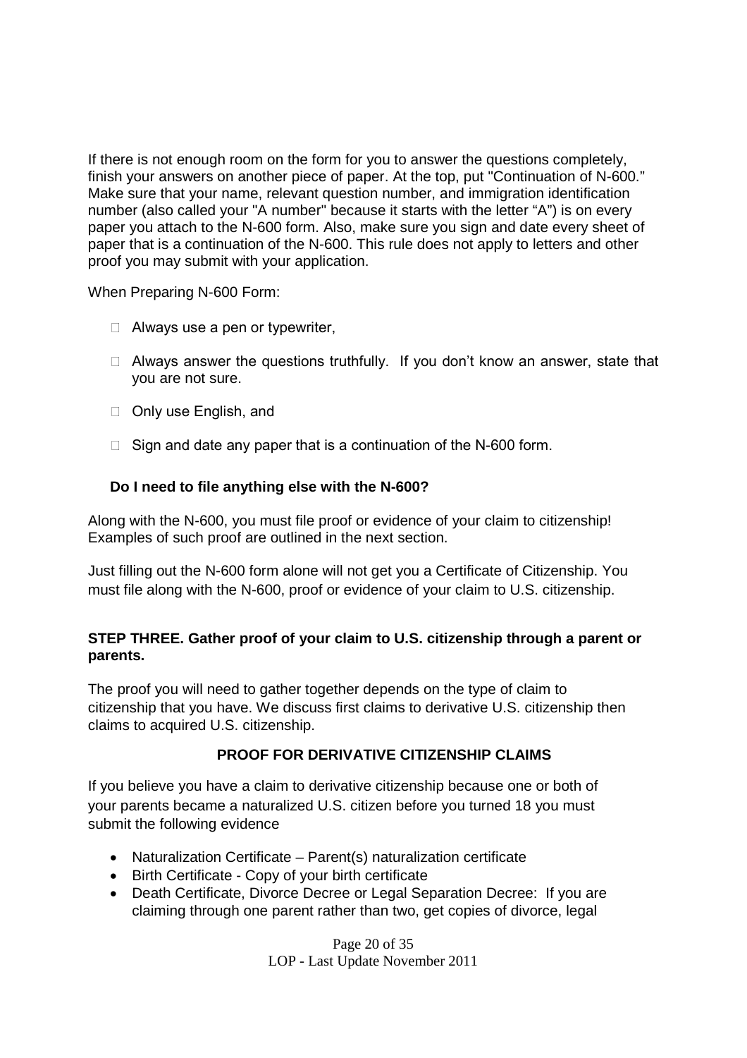If there is not enough room on the form for you to answer the questions completely, finish your answers on another piece of paper. At the top, put "Continuation of N-600." Make sure that your name, relevant question number, and immigration identification number (also called your "A number" because it starts with the letter "A") is on every paper you attach to the N-600 form. Also, make sure you sign and date every sheet of paper that is a continuation of the N-600. This rule does not apply to letters and other proof you may submit with your application.

When Preparing N-600 Form:

- Always use a pen or typewriter,
- Always answer the questions truthfully. If you don't know an answer, state that you are not sure.
- Only use English, and
- Sign and date any paper that is a continuation of the N-600 form.

### Do I need to file anything else with the N-600?

Along with the N-600, you must file proof or evidence of your claim to citizenship! Examples of such proof are outlined in the next section.

Just filling out the N-600 form alone will not get you a Certificate of Citizenship. You must file along with the N-600, proof or evidence of your claim to U.S. citizenship.

### STEP THREE. Gather proof of your claim to U.S. citizenship through a parent or parents.

The proof you will need to gather together depends on the type of claim to citizenship that you have. We discuss first claims to derivative U.S. citizenship then claims to acquired U.S. citizenship.

### PROOF FOR DERIVATIVE CITIZENSHIP CLAIMS

If you believe you have a claim to derivative citizenship because one or both of your parents became a naturalized U.S. citizen before you turned 18 you must submit the following evidence

- Naturalization Certificate – Parent(s) naturalization certificate
- Birth Certificate - Copy of your birth certificate
- Death Certificate, Divorce Decree or Legal Separation Decree: If you are claiming through one parent rather than two, get copies of divorce, legal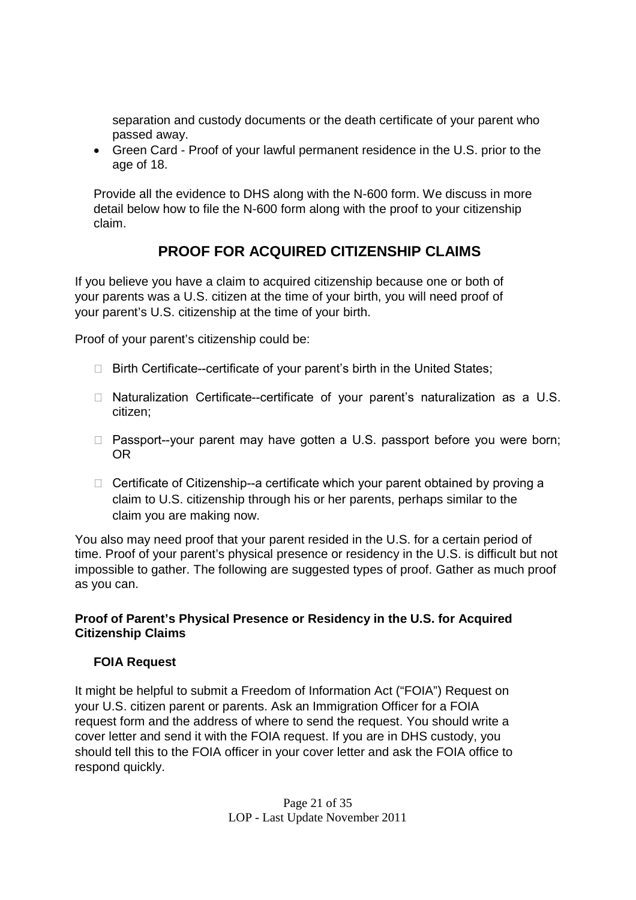separation and custody documents or the death certificate of your parent who passed away.

- Green Card - Proof of your lawful permanent residence in the U.S. prior to the age of 18.

Provide all the evidence to DHS along with the N-600 form. We discuss in more detail below how to file the N-600 form along with the proof to your citizenship claim.

## PROOF FOR ACQUIRED CITIZENSHIP CLAIMS

If you believe you have a claim to acquired citizenship because one or both of your parents was a U.S. citizen at the time of your birth, you will need proof of your parent's U.S. citizenship at the time of your birth.

Proof of your parent's citizenship could be:

- Birth Certificate--certificate of your parent's birth in the United States;
- Naturalization Certificate--certificate of your parent's naturalization as a U.S. citizen;
- Passport--your parent may have gotten a U.S. passport before you were born; OR
- Certificate of Citizenship--a certificate which your parent obtained by proving a claim to U.S. citizenship through his or her parents, perhaps similar to the claim you are making now.

You also may need proof that your parent resided in the U.S. for a certain period of time. Proof of your parent's physical presence or residency in the U.S. is difficult but not impossible to gather. The following are suggested types of proof. Gather as much proof as you can.

### Proof of Parent's Physical Presence or Residency in the U.S. for Acquired Citizenship Claims

#### FOIA Request

It might be helpful to submit a Freedom of Information Act ("FOIA") Request on your U.S. citizen parent or parents. Ask an Immigration Officer for a FOIA request form and the address of where to send the request. You should write a cover letter and send it with the FOIA request. If you are in DHS custody, you should tell this to the FOIA officer in your cover letter and ask the FOIA office to respond quickly.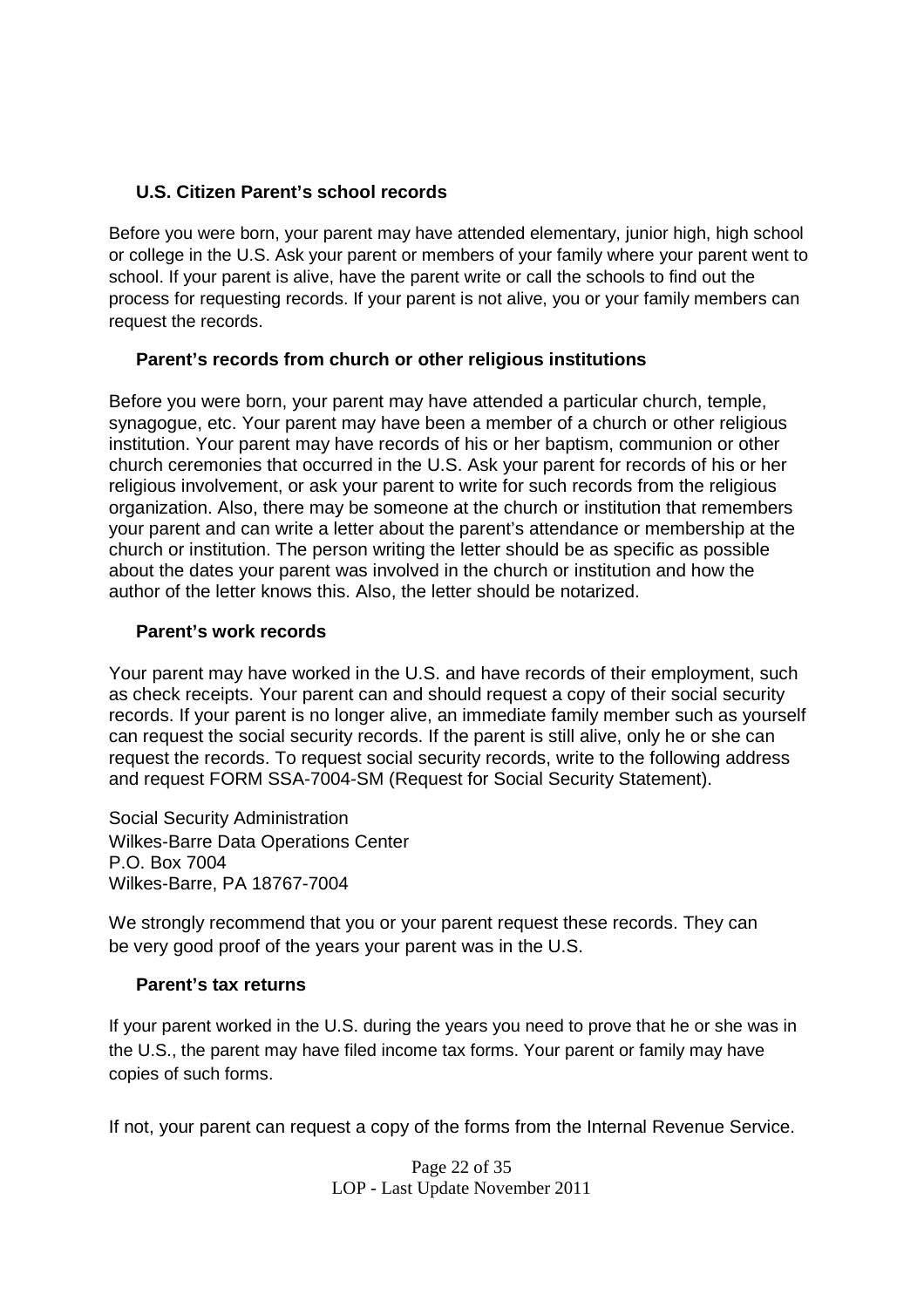### U.S. Citizen Parent's school records

Before you were born, your parent may have attended elementary, junior high, high school or college in the U.S. Ask your parent or members of your family where your parent went to school. If your parent is alive, have the parent write or call the schools to find out the process for requesting records. If your parent is not alive, you or your family members can request the records.

### Parent's records from church or other religious institutions

Before you were born, your parent may have attended a particular church, temple, synagogue, etc. Your parent may have been a member of a church or other religious institution. Your parent may have records of his or her baptism, communion or other church ceremonies that occurred in the U.S. Ask your parent for records of his or her religious involvement, or ask your parent to write for such records from the religious organization. Also, there may be someone at the church or institution that remembers your parent and can write a letter about the parent's attendance or membership at the church or institution. The person writing the letter should be as specific as possible about the dates your parent was involved in the church or institution and how the author of the letter knows this. Also, the letter should be notarized.

### Parent's work records

Your parent may have worked in the U.S. and have records of their employment, such as check receipts. Your parent can and should request a copy of their social security records. If your parent is no longer alive, an immediate family member such as yourself can request the social security records. If the parent is still alive, only he or she can request the records. To request social security records, write to the following address and request FORM SSA-7004-SM (Request for Social Security Statement).

Social Security Administration
Wilkes-Barre Data Operations Center
P.O. Box 7004
Wilkes-Barre, PA 18767-7004

We strongly recommend that you or your parent request these records. They can be very good proof of the years your parent was in the U.S.

### Parent's tax returns

If your parent worked in the U.S. during the years you need to prove that he or she was in the U.S., the parent may have filed income tax forms. Your parent or family may have copies of such forms.

If not, your parent can request a copy of the forms from the Internal Revenue Service.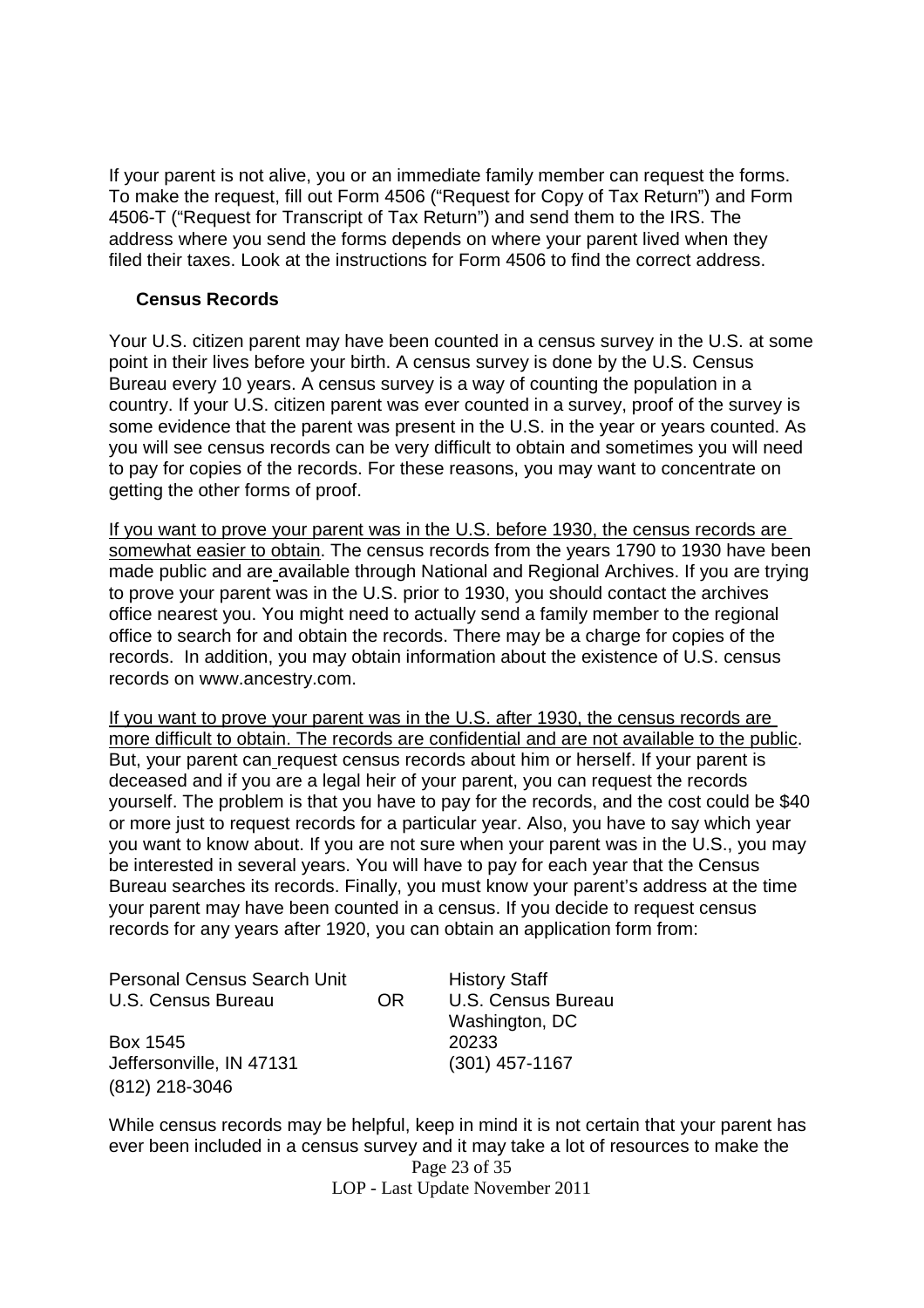If your parent is not alive, you or an immediate family member can request the forms. To make the request, fill out Form 4506 ("Request for Copy of Tax Return") and Form 4506-T ("Request for Transcript of Tax Return") and send them to the IRS. The address where you send the forms depends on where your parent lived when they filed their taxes. Look at the instructions for Form 4506 to find the correct address.

### Census Records

Your U.S. citizen parent may have been counted in a census survey in the U.S. at some point in their lives before your birth. A census survey is done by the U.S. Census Bureau every 10 years. A census survey is a way of counting the population in a country. If your U.S. citizen parent was ever counted in a survey, proof of the survey is some evidence that the parent was present in the U.S. in the year or years counted. As you will see census records can be very difficult to obtain and sometimes you will need to pay for copies of the records. For these reasons, you may want to concentrate on getting the other forms of proof.

<u>If you want to prove your parent was in the U.S. before 1930, the census records are somewhat easier to obtain</u>. The census records from the years 1790 to 1930 have been made public and are available through National and Regional Archives. If you are trying to prove your parent was in the U.S. prior to 1930, you should contact the archives office nearest you. You might need to actually send a family member to the regional office to search for and obtain the records. There may be a charge for copies of the records. In addition, you may obtain information about the existence of U.S. census records on www.ancestry.com.

<u>If you want to prove your parent was in the U.S. after 1930, the census records are more difficult to obtain. The records are confidential and are not available to the public</u>. But, your parent can request census records about him or herself. If your parent is deceased and if you are a legal heir of your parent, you can request the records yourself. The problem is that you have to pay for the records, and the cost could be $40 or more just to request records for a particular year. Also, you have to say which year you want to know about. If you are not sure when your parent was in the U.S., you may be interested in several years. You will have to pay for each year that the Census Bureau searches its records. Finally, you must know your parent's address at the time your parent may have been counted in a census. If you decide to request census records for any years after 1920, you can obtain an application form from:

Personal Census Search Unit
U.S. Census Bureau
Box 1545
Jeffersonville, IN 47131
(812) 218-3046

OR

History Staff
U.S. Census Bureau
Washington, DC
20233
(301) 457-1167

While census records may be helpful, keep in mind it is not certain that your parent has ever been included in a census survey and it may take a lot of resources to make the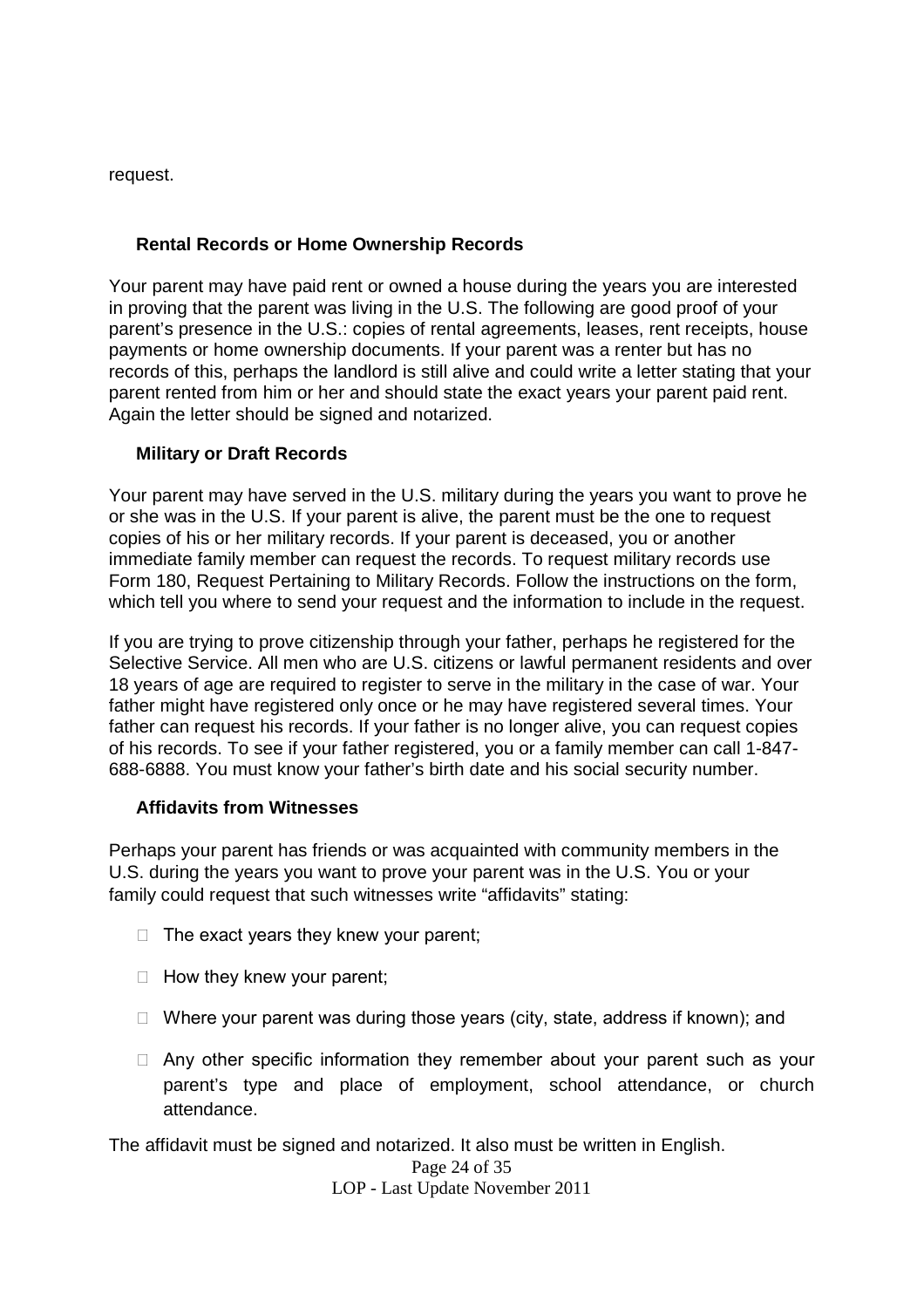request.

### Rental Records or Home Ownership Records

Your parent may have paid rent or owned a house during the years you are interested in proving that the parent was living in the U.S. The following are good proof of your parent's presence in the U.S.: copies of rental agreements, leases, rent receipts, house payments or home ownership documents. If your parent was a renter but has no records of this, perhaps the landlord is still alive and could write a letter stating that your parent rented from him or her and should state the exact years your parent paid rent. Again the letter should be signed and notarized.

### Military or Draft Records

Your parent may have served in the U.S. military during the years you want to prove he or she was in the U.S. If your parent is alive, the parent must be the one to request copies of his or her military records. If your parent is deceased, you or another immediate family member can request the records. To request military records use Form 180, Request Pertaining to Military Records. Follow the instructions on the form, which tell you where to send your request and the information to include in the request.

If you are trying to prove citizenship through your father, perhaps he registered for the Selective Service. All men who are U.S. citizens or lawful permanent residents and over 18 years of age are required to register to serve in the military in the case of war. Your father might have registered only once or he may have registered several times. Your father can request his records. If your father is no longer alive, you can request copies of his records. To see if your father registered, you or a family member can call 1-847-688-6888. You must know your father's birth date and his social security number.

### Affidavits from Witnesses

Perhaps your parent has friends or was acquainted with community members in the U.S. during the years you want to prove your parent was in the U.S. You or your family could request that such witnesses write "affidavits" stating:

- The exact years they knew your parent;
- How they knew your parent;
- Where your parent was during those years (city, state, address if known); and
- Any other specific information they remember about your parent such as your parent's type and place of employment, school attendance, or church attendance.

The affidavit must be signed and notarized. It also must be written in English.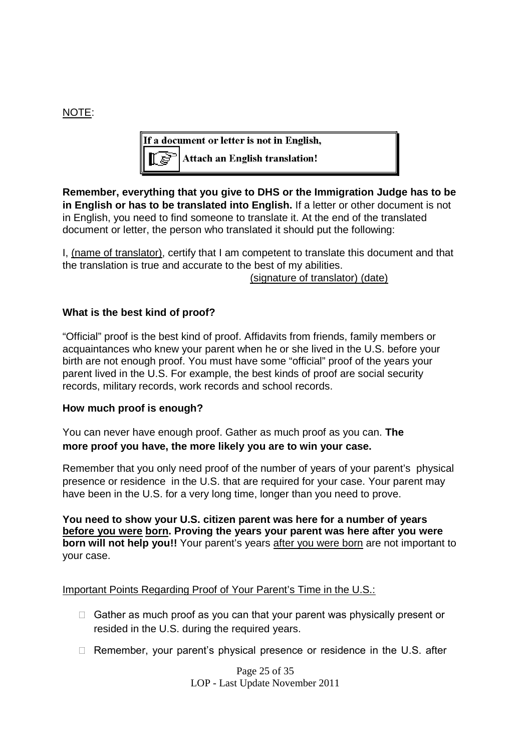NOTE:

> **If a document or letter is not in English,**
> **Attach an English translation!**

**Remember, everything that you give to DHS or the Immigration Judge has to be in English or has to be translated into English.** If a letter or other document is not in English, you need to find someone to translate it. At the end of the translated document or letter, the person who translated it should put the following:

I, (name of translator), certify that I am competent to translate this document and that the translation is true and accurate to the best of my abilities.

(signature of translator) (date)

**What is the best kind of proof?**

"Official" proof is the best kind of proof. Affidavits from friends, family members or acquaintances who knew your parent when he or she lived in the U.S. before your birth are not enough proof. You must have some "official" proof of the years your parent lived in the U.S. For example, the best kinds of proof are social security records, military records, work records and school records.

**How much proof is enough?**

You can never have enough proof. Gather as much proof as you can. **The more proof you have, the more likely you are to win your case.**

Remember that you only need proof of the number of years of your parent's physical presence or residence in the U.S. that are required for your case. Your parent may have been in the U.S. for a very long time, longer than you need to prove.

**You need to show your U.S. citizen parent was here for a number of years before you were born. Proving the years your parent was here after you were born will not help you!!** Your parent's years after you were born are not important to your case.

Important Points Regarding Proof of Your Parent's Time in the U.S.:

- Gather as much proof as you can that your parent was physically present or resided in the U.S. during the required years.
- Remember, your parent's physical presence or residence in the U.S. after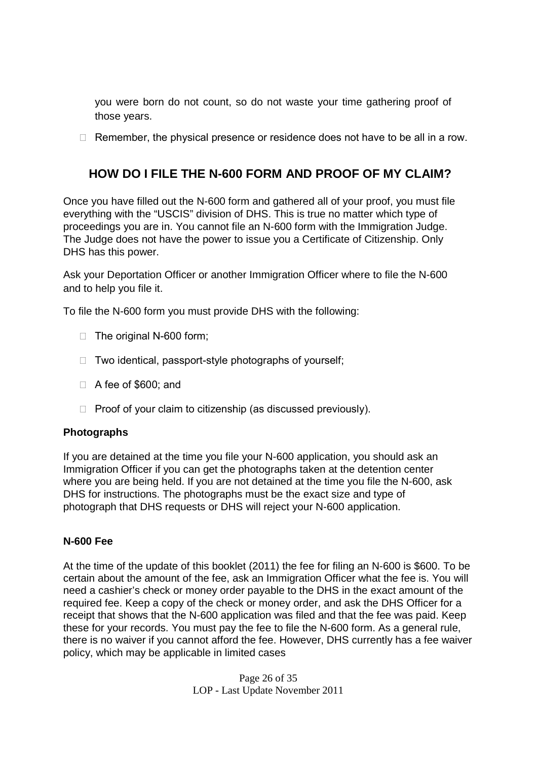you were born do not count, so do not waste your time gathering proof of those years.

- Remember, the physical presence or residence does not have to be all in a row.

## HOW DO I FILE THE N-600 FORM AND PROOF OF MY CLAIM?

Once you have filled out the N-600 form and gathered all of your proof, you must file everything with the "USCIS" division of DHS. This is true no matter which type of proceedings you are in. You cannot file an N-600 form with the Immigration Judge. The Judge does not have the power to issue you a Certificate of Citizenship. Only DHS has this power.

Ask your Deportation Officer or another Immigration Officer where to file the N-600 and to help you file it.

To file the N-600 form you must provide DHS with the following:

- The original N-600 form;
- Two identical, passport-style photographs of yourself;
- A fee of $600; and
- Proof of your claim to citizenship (as discussed previously).

### Photographs

If you are detained at the time you file your N-600 application, you should ask an Immigration Officer if you can get the photographs taken at the detention center where you are being held. If you are not detained at the time you file the N-600, ask DHS for instructions. The photographs must be the exact size and type of photograph that DHS requests or DHS will reject your N-600 application.

### N-600 Fee

At the time of the update of this booklet (2011) the fee for filing an N-600 is $600. To be certain about the amount of the fee, ask an Immigration Officer what the fee is. You will need a cashier's check or money order payable to the DHS in the exact amount of the required fee. Keep a copy of the check or money order, and ask the DHS Officer for a receipt that shows that the N-600 application was filed and that the fee was paid. Keep these for your records. You must pay the fee to file the N-600 form. As a general rule, there is no waiver if you cannot afford the fee. However, DHS currently has a fee waiver policy, which may be applicable in limited cases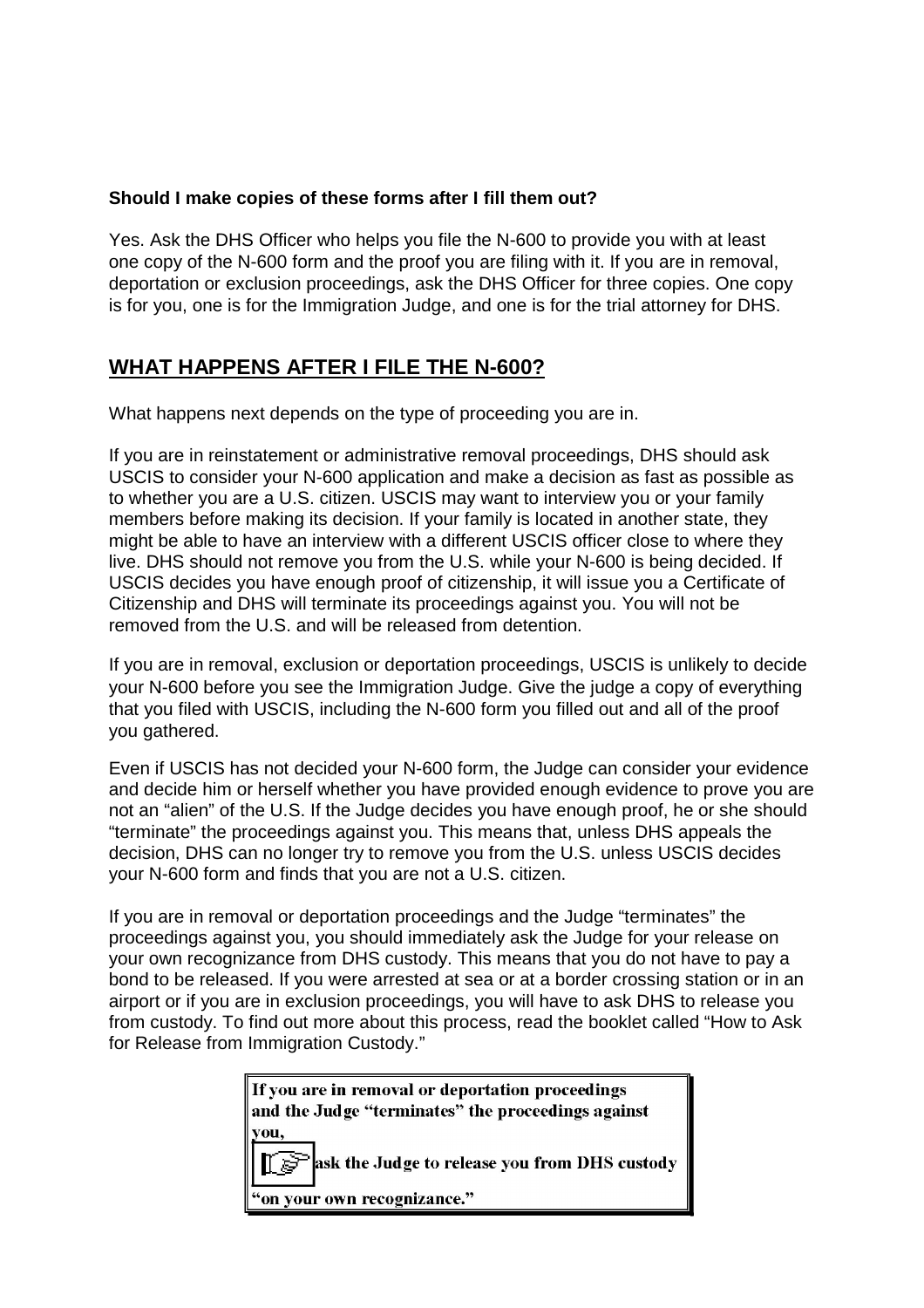**Should I make copies of these forms after I fill them out?**

Yes. Ask the DHS Officer who helps you file the N-600 to provide you with at least one copy of the N-600 form and the proof you are filing with it. If you are in removal, deportation or exclusion proceedings, ask the DHS Officer for three copies. One copy is for you, one is for the Immigration Judge, and one is for the trial attorney for DHS.

## WHAT HAPPENS AFTER I FILE THE N-600?

What happens next depends on the type of proceeding you are in.

If you are in reinstatement or administrative removal proceedings, DHS should ask USCIS to consider your N-600 application and make a decision as fast as possible as to whether you are a U.S. citizen. USCIS may want to interview you or your family members before making its decision. If your family is located in another state, they might be able to have an interview with a different USCIS officer close to where they live. DHS should not remove you from the U.S. while your N-600 is being decided. If USCIS decides you have enough proof of citizenship, it will issue you a Certificate of Citizenship and DHS will terminate its proceedings against you. You will not be removed from the U.S. and will be released from detention.

If you are in removal, exclusion or deportation proceedings, USCIS is unlikely to decide your N-600 before you see the Immigration Judge. Give the judge a copy of everything that you filed with USCIS, including the N-600 form you filled out and all of the proof you gathered.

Even if USCIS has not decided your N-600 form, the Judge can consider your evidence and decide him or herself whether you have provided enough evidence to prove you are not an "alien" of the U.S. If the Judge decides you have enough proof, he or she should "terminate" the proceedings against you. This means that, unless DHS appeals the decision, DHS can no longer try to remove you from the U.S. unless USCIS decides your N-600 form and finds that you are not a U.S. citizen.

If you are in removal or deportation proceedings and the Judge "terminates" the proceedings against you, you should immediately ask the Judge for your release on your own recognizance from DHS custody. This means that you do not have to pay a bond to be released. If you were arrested at sea or at a border crossing station or in an airport or if you are in exclusion proceedings, you will have to ask DHS to release you from custody. To find out more about this process, read the booklet called "How to Ask for Release from Immigration Custody."

> **If you are in removal or deportation proceedings and the Judge "terminates" the proceedings against you,**
>
> **ask the Judge to release you from DHS custody "on your own recognizance."**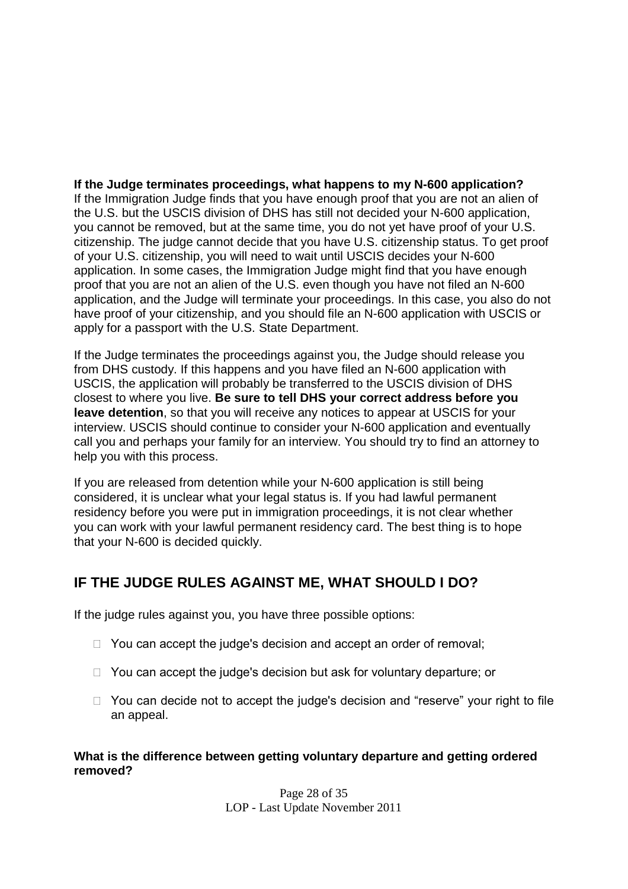**If the Judge terminates proceedings, what happens to my N-600 application?**
If the Immigration Judge finds that you have enough proof that you are not an alien of the U.S. but the USCIS division of DHS has still not decided your N-600 application, you cannot be removed, but at the same time, you do not yet have proof of your U.S. citizenship. The judge cannot decide that you have U.S. citizenship status. To get proof of your U.S. citizenship, you will need to wait until USCIS decides your N-600 application. In some cases, the Immigration Judge might find that you have enough proof that you are not an alien of the U.S. even though you have not filed an N-600 application, and the Judge will terminate your proceedings. In this case, you also do not have proof of your citizenship, and you should file an N-600 application with USCIS or apply for a passport with the U.S. State Department.

If the Judge terminates the proceedings against you, the Judge should release you from DHS custody. If this happens and you have filed an N-600 application with USCIS, the application will probably be transferred to the USCIS division of DHS closest to where you live. **Be sure to tell DHS your correct address before you leave detention**, so that you will receive any notices to appear at USCIS for your interview. USCIS should continue to consider your N-600 application and eventually call you and perhaps your family for an interview. You should try to find an attorney to help you with this process.

If you are released from detention while your N-600 application is still being considered, it is unclear what your legal status is. If you had lawful permanent residency before you were put in immigration proceedings, it is not clear whether you can work with your lawful permanent residency card. The best thing is to hope that your N-600 is decided quickly.

## IF THE JUDGE RULES AGAINST ME, WHAT SHOULD I DO?

If the judge rules against you, you have three possible options:

- You can accept the judge's decision and accept an order of removal;
- You can accept the judge's decision but ask for voluntary departure; or
- You can decide not to accept the judge's decision and "reserve" your right to file an appeal.

**What is the difference between getting voluntary departure and getting ordered removed?**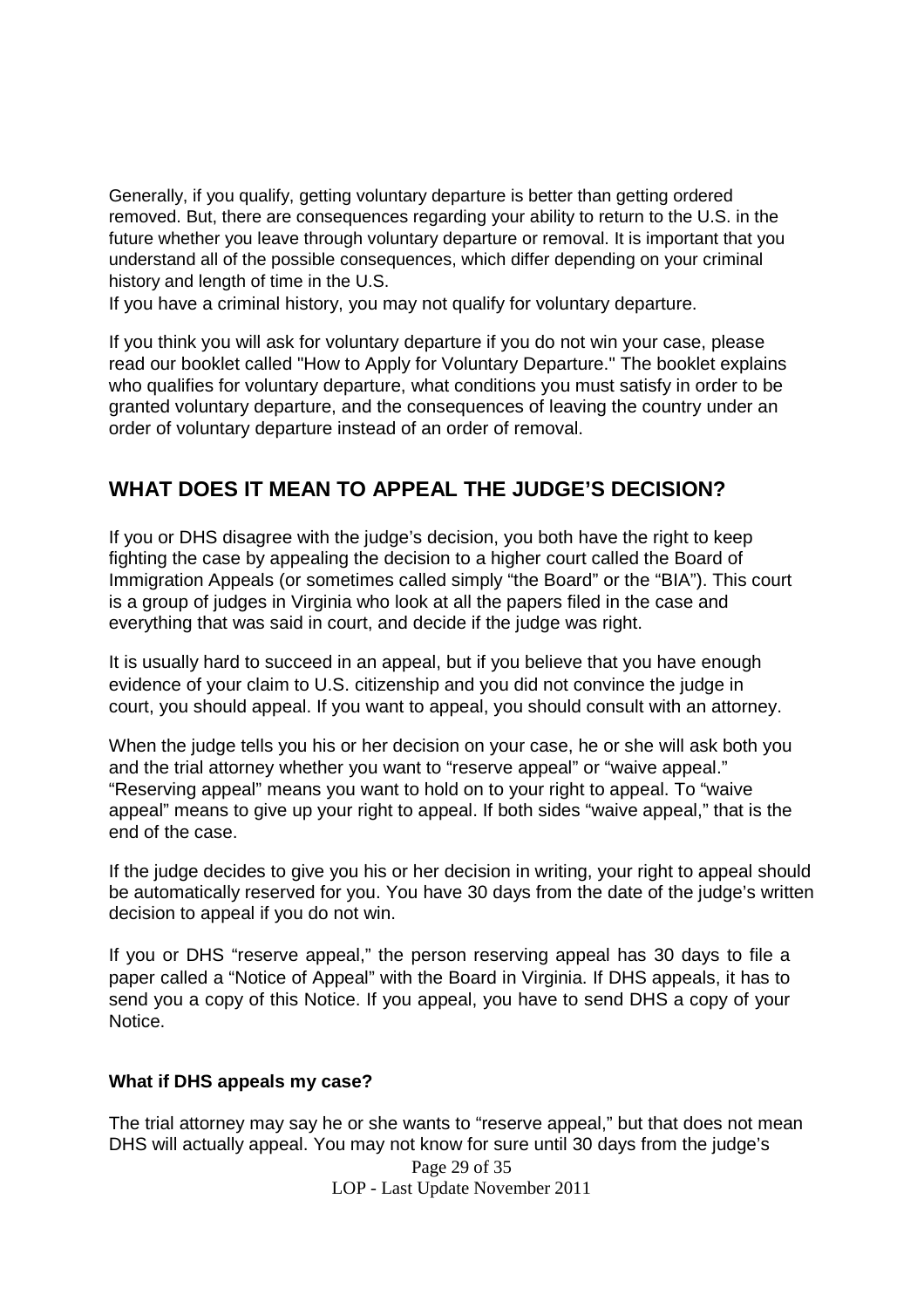Generally, if you qualify, getting voluntary departure is better than getting ordered removed. But, there are consequences regarding your ability to return to the U.S. in the future whether you leave through voluntary departure or removal. It is important that you understand all of the possible consequences, which differ depending on your criminal history and length of time in the U.S.

If you have a criminal history, you may not qualify for voluntary departure.

If you think you will ask for voluntary departure if you do not win your case, please read our booklet called "How to Apply for Voluntary Departure." The booklet explains who qualifies for voluntary departure, what conditions you must satisfy in order to be granted voluntary departure, and the consequences of leaving the country under an order of voluntary departure instead of an order of removal.

## WHAT DOES IT MEAN TO APPEAL THE JUDGE'S DECISION?

If you or DHS disagree with the judge's decision, you both have the right to keep fighting the case by appealing the decision to a higher court called the Board of Immigration Appeals (or sometimes called simply "the Board" or the "BIA"). This court is a group of judges in Virginia who look at all the papers filed in the case and everything that was said in court, and decide if the judge was right.

It is usually hard to succeed in an appeal, but if you believe that you have enough evidence of your claim to U.S. citizenship and you did not convince the judge in court, you should appeal. If you want to appeal, you should consult with an attorney.

When the judge tells you his or her decision on your case, he or she will ask both you and the trial attorney whether you want to "reserve appeal" or "waive appeal." "Reserving appeal" means you want to hold on to your right to appeal. To "waive appeal" means to give up your right to appeal. If both sides "waive appeal," that is the end of the case.

If the judge decides to give you his or her decision in writing, your right to appeal should be automatically reserved for you. You have 30 days from the date of the judge's written decision to appeal if you do not win.

If you or DHS "reserve appeal," the person reserving appeal has 30 days to file a paper called a "Notice of Appeal" with the Board in Virginia. If DHS appeals, it has to send you a copy of this Notice. If you appeal, you have to send DHS a copy of your Notice.

### What if DHS appeals my case?

The trial attorney may say he or she wants to "reserve appeal," but that does not mean DHS will actually appeal. You may not know for sure until 30 days from the judge's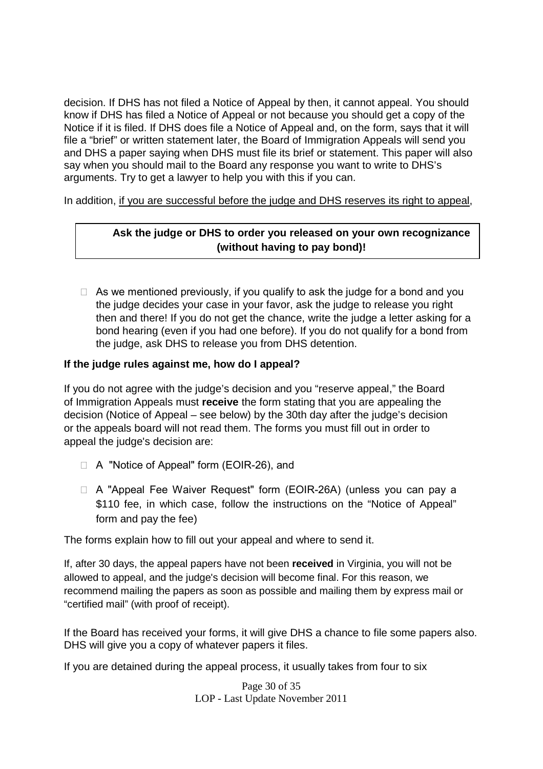decision. If DHS has not filed a Notice of Appeal by then, it cannot appeal. You should know if DHS has filed a Notice of Appeal or not because you should get a copy of the Notice if it is filed. If DHS does file a Notice of Appeal and, on the form, says that it will file a "brief" or written statement later, the Board of Immigration Appeals will send you and DHS a paper saying when DHS must file its brief or statement. This paper will also say when you should mail to the Board any response you want to write to DHS's arguments. Try to get a lawyer to help you with this if you can.

In addition, <u>if you are successful before the judge and DHS reserves its right to appeal</u>,

**Ask the judge or DHS to order you released on your own recognizance (without having to pay bond)!**

- As we mentioned previously, if you qualify to ask the judge for a bond and you the judge decides your case in your favor, ask the judge to release you right then and there! If you do not get the chance, write the judge a letter asking for a bond hearing (even if you had one before). If you do not qualify for a bond from the judge, ask DHS to release you from DHS detention.

**If the judge rules against me, how do I appeal?**

If you do not agree with the judge's decision and you "reserve appeal," the Board of Immigration Appeals must **receive** the form stating that you are appealing the decision (Notice of Appeal – see below) by the 30th day after the judge's decision or the appeals board will not read them. The forms you must fill out in order to appeal the judge's decision are:

- A "Notice of Appeal" form (EOIR-26), and
- A "Appeal Fee Waiver Request" form (EOIR-26A) (unless you can pay a \$110 fee, in which case, follow the instructions on the "Notice of Appeal" form and pay the fee)

The forms explain how to fill out your appeal and where to send it.

If, after 30 days, the appeal papers have not been **received** in Virginia, you will not be allowed to appeal, and the judge's decision will become final. For this reason, we recommend mailing the papers as soon as possible and mailing them by express mail or "certified mail" (with proof of receipt).

If the Board has received your forms, it will give DHS a chance to file some papers also. DHS will give you a copy of whatever papers it files.

If you are detained during the appeal process, it usually takes from four to six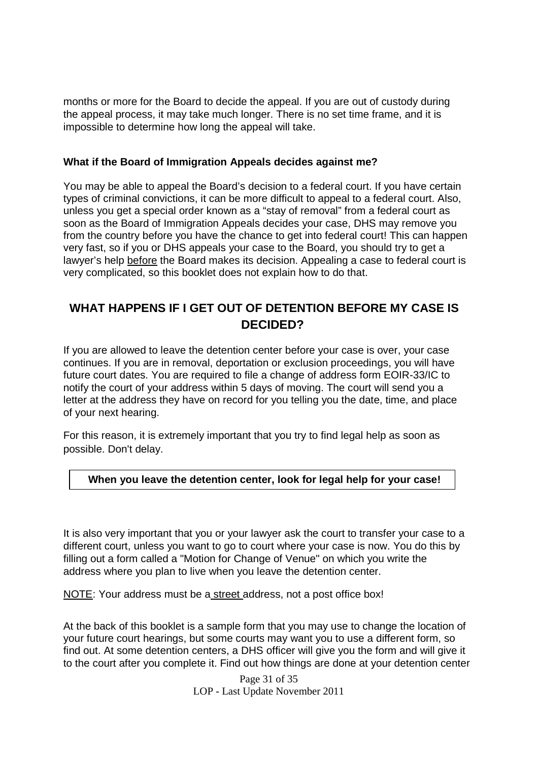months or more for the Board to decide the appeal. If you are out of custody during the appeal process, it may take much longer. There is no set time frame, and it is impossible to determine how long the appeal will take.

**What if the Board of Immigration Appeals decides against me?**

You may be able to appeal the Board's decision to a federal court. If you have certain types of criminal convictions, it can be more difficult to appeal to a federal court. Also, unless you get a special order known as a "stay of removal" from a federal court as soon as the Board of Immigration Appeals decides your case, DHS may remove you from the country before you have the chance to get into federal court! This can happen very fast, so if you or DHS appeals your case to the Board, you should try to get a lawyer's help <u>before</u> the Board makes its decision. Appealing a case to federal court is very complicated, so this booklet does not explain how to do that.

## WHAT HAPPENS IF I GET OUT OF DETENTION BEFORE MY CASE IS DECIDED?

If you are allowed to leave the detention center before your case is over, your case continues. If you are in removal, deportation or exclusion proceedings, you will have future court dates. You are required to file a change of address form EOIR-33/IC to notify the court of your address within 5 days of moving. The court will send you a letter at the address they have on record for you telling you the date, time, and place of your next hearing.

For this reason, it is extremely important that you try to find legal help as soon as possible. Don't delay.

**When you leave the detention center, look for legal help for your case!**

It is also very important that you or your lawyer ask the court to transfer your case to a different court, unless you want to go to court where your case is now. You do this by filling out a form called a "Motion for Change of Venue" on which you write the address where you plan to live when you leave the detention center.

<u>NOTE</u>: Your address must be a <u>street</u> address, not a post office box!

At the back of this booklet is a sample form that you may use to change the location of your future court hearings, but some courts may want you to use a different form, so find out. At some detention centers, a DHS officer will give you the form and will give it to the court after you complete it. Find out how things are done at your detention center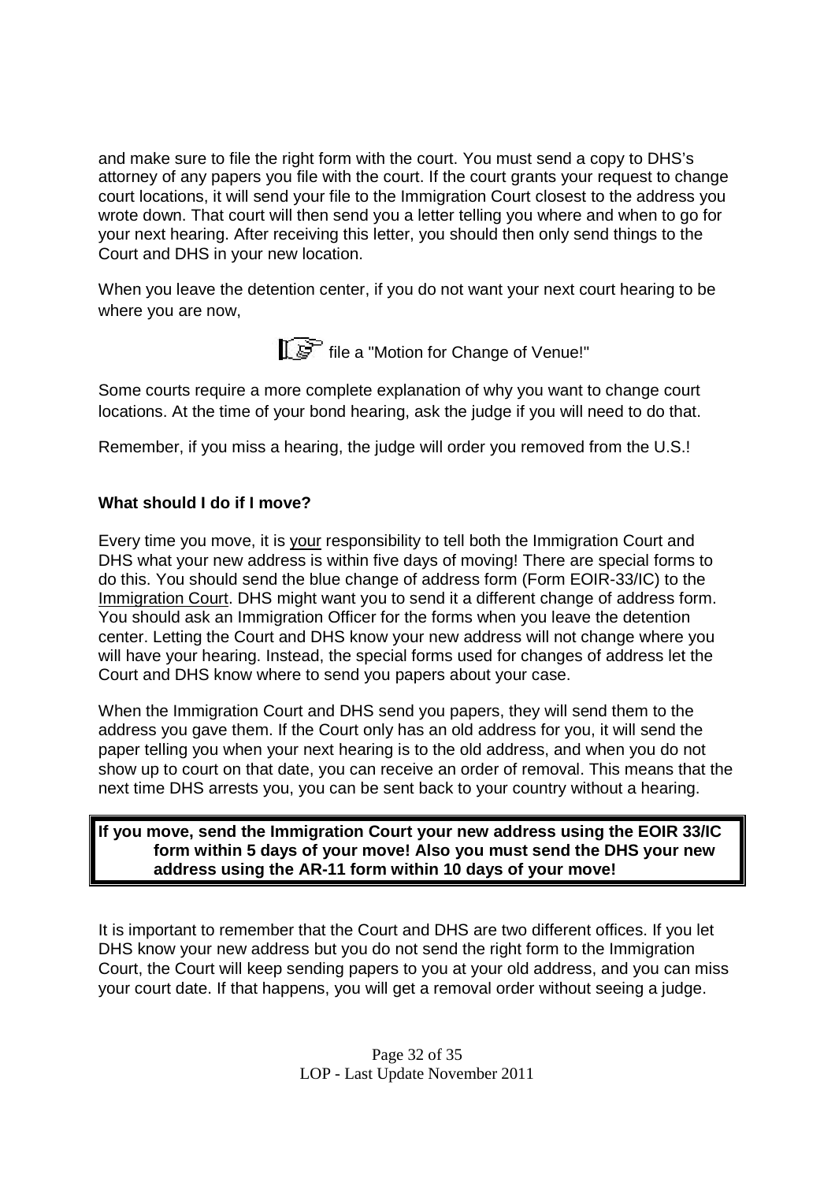and make sure to file the right form with the court. You must send a copy to DHS's attorney of any papers you file with the court. If the court grants your request to change court locations, it will send your file to the Immigration Court closest to the address you wrote down. That court will then send you a letter telling you where and when to go for your next hearing. After receiving this letter, you should then only send things to the Court and DHS in your new location.

When you leave the detention center, if you do not want your next court hearing to be where you are now,

☞ file a "Motion for Change of Venue!"

Some courts require a more complete explanation of why you want to change court locations. At the time of your bond hearing, ask the judge if you will need to do that.

Remember, if you miss a hearing, the judge will order you removed from the U.S.!

**What should I do if I move?**

Every time you move, it is your responsibility to tell both the Immigration Court and DHS what your new address is within five days of moving! There are special forms to do this. You should send the blue change of address form (Form EOIR-33/IC) to the Immigration Court. DHS might want you to send it a different change of address form. You should ask an Immigration Officer for the forms when you leave the detention center. Letting the Court and DHS know your new address will not change where you will have your hearing. Instead, the special forms used for changes of address let the Court and DHS know where to send you papers about your case.

When the Immigration Court and DHS send you papers, they will send them to the address you gave them. If the Court only has an old address for you, it will send the paper telling you when your next hearing is to the old address, and when you do not show up to court on that date, you can receive an order of removal. This means that the next time DHS arrests you, you can be sent back to your country without a hearing.

**If you move, send the Immigration Court your new address using the EOIR 33/IC form within 5 days of your move! Also you must send the DHS your new address using the AR-11 form within 10 days of your move!**

It is important to remember that the Court and DHS are two different offices. If you let DHS know your new address but you do not send the right form to the Immigration Court, the Court will keep sending papers to you at your old address, and you can miss your court date. If that happens, you will get a removal order without seeing a judge.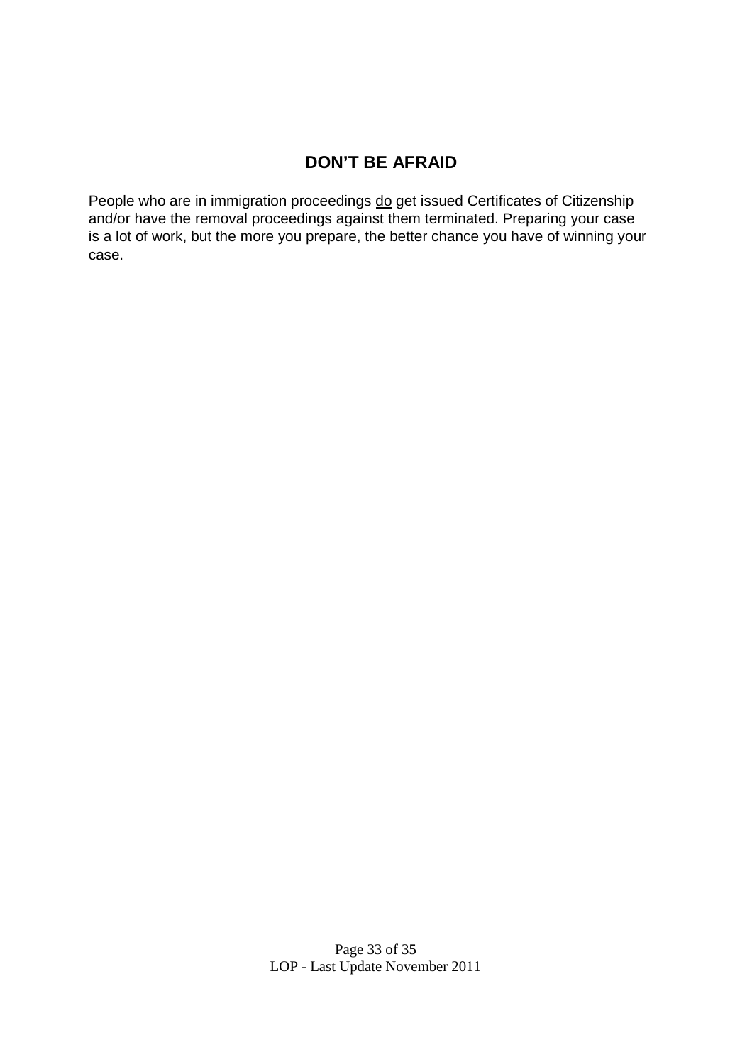## DON'T BE AFRAID

People who are in immigration proceedings <u>do</u> get issued Certificates of Citizenship and/or have the removal proceedings against them terminated. Preparing your case is a lot of work, but the more you prepare, the better chance you have of winning your case.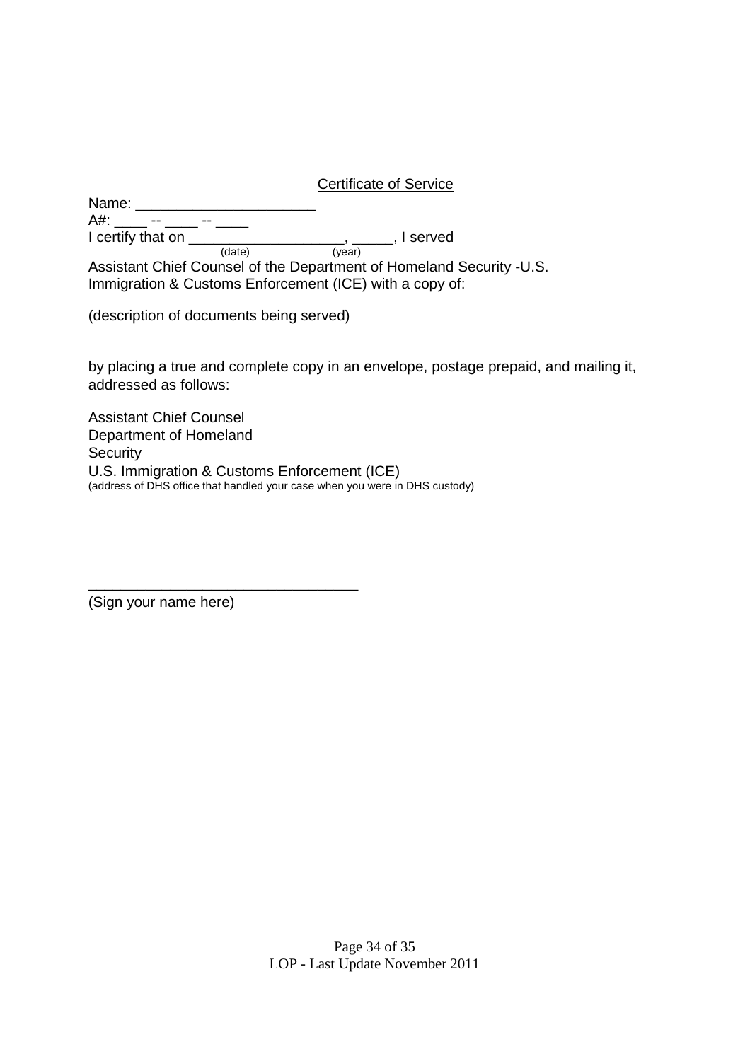<u>Certificate of Service</u>

Name: ______________________

A#: ____ -- ____ -- ____

I certify that on ___________________, _____, I served
(date) (year)

Assistant Chief Counsel of the Department of Homeland Security -U.S. Immigration & Customs Enforcement (ICE) with a copy of:

(description of documents being served)

by placing a true and complete copy in an envelope, postage prepaid, and mailing it, addressed as follows:

Assistant Chief Counsel
Department of Homeland
Security
U.S. Immigration & Customs Enforcement (ICE)
(address of DHS office that handled your case when you were in DHS custody)

________________________________
(Sign your name here)

LOP - Last Update November 2011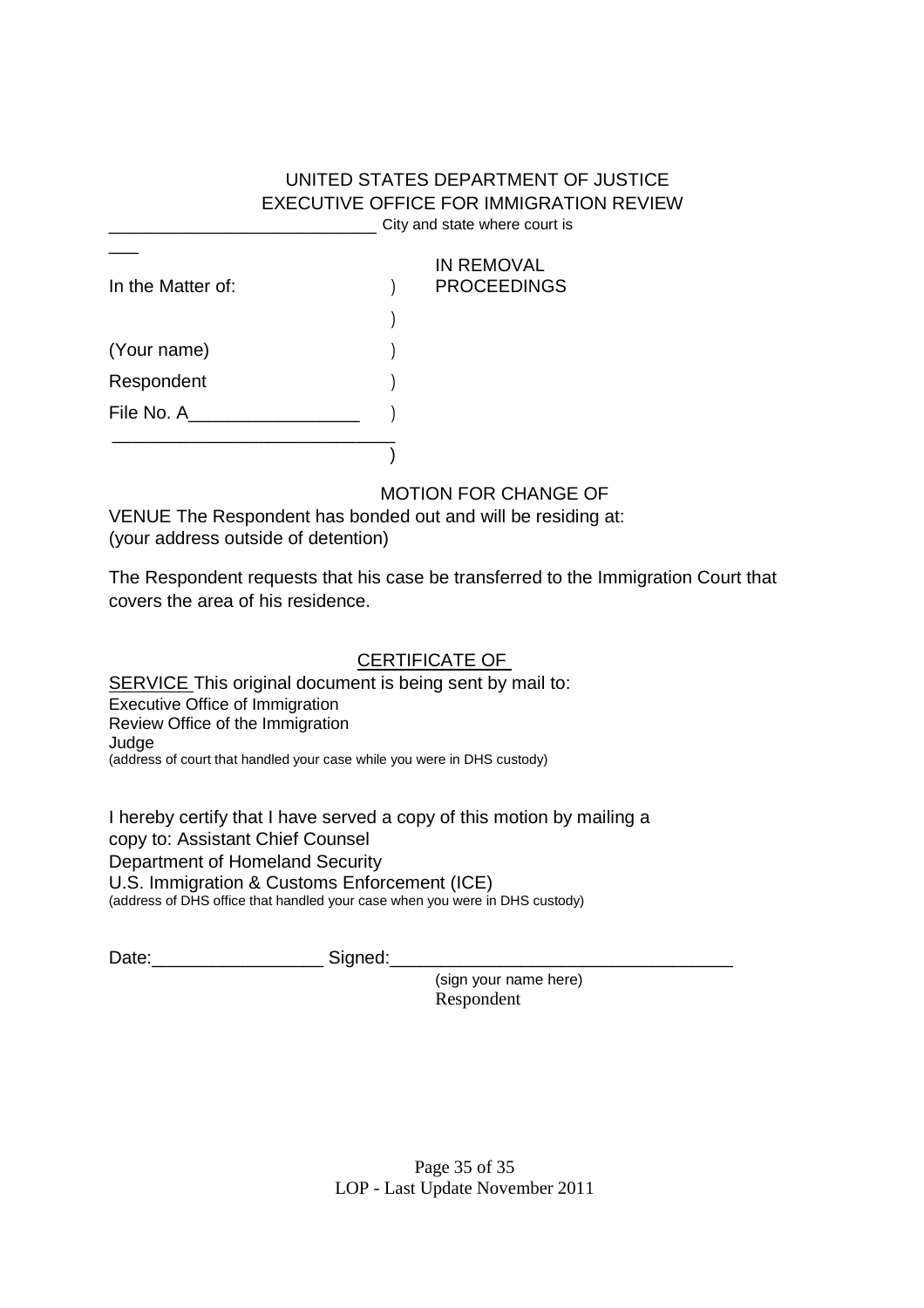UNITED STATES DEPARTMENT OF JUSTICE
EXECUTIVE OFFICE FOR IMMIGRATION REVIEW

___________________________ City and state where court is

___

| | | |
|---|---|---|
| In the Matter of: | ) | IN REMOVAL PROCEEDINGS |
| | ) | |
| (Your name) | ) | |
| Respondent | ) | |
| File No. A_________________ | ) | |
| ____________________________ | ) | |

MOTION FOR CHANGE OF VENUE The Respondent has bonded out and will be residing at: (your address outside of detention)

The Respondent requests that his case be transferred to the Immigration Court that covers the area of his residence.

CERTIFICATE OF SERVICE This original document is being sent by mail to:
Executive Office of Immigration
Review Office of the Immigration
Judge
(address of court that handled your case while you were in DHS custody)

I hereby certify that I have served a copy of this motion by mailing a copy to: Assistant Chief Counsel
Department of Homeland Security
U.S. Immigration & Customs Enforcement (ICE)
(address of DHS office that handled your case when you were in DHS custody)

Date:_________________ Signed:__________________________________
(sign your name here)
Respondent

LOP - Last Update November 2011